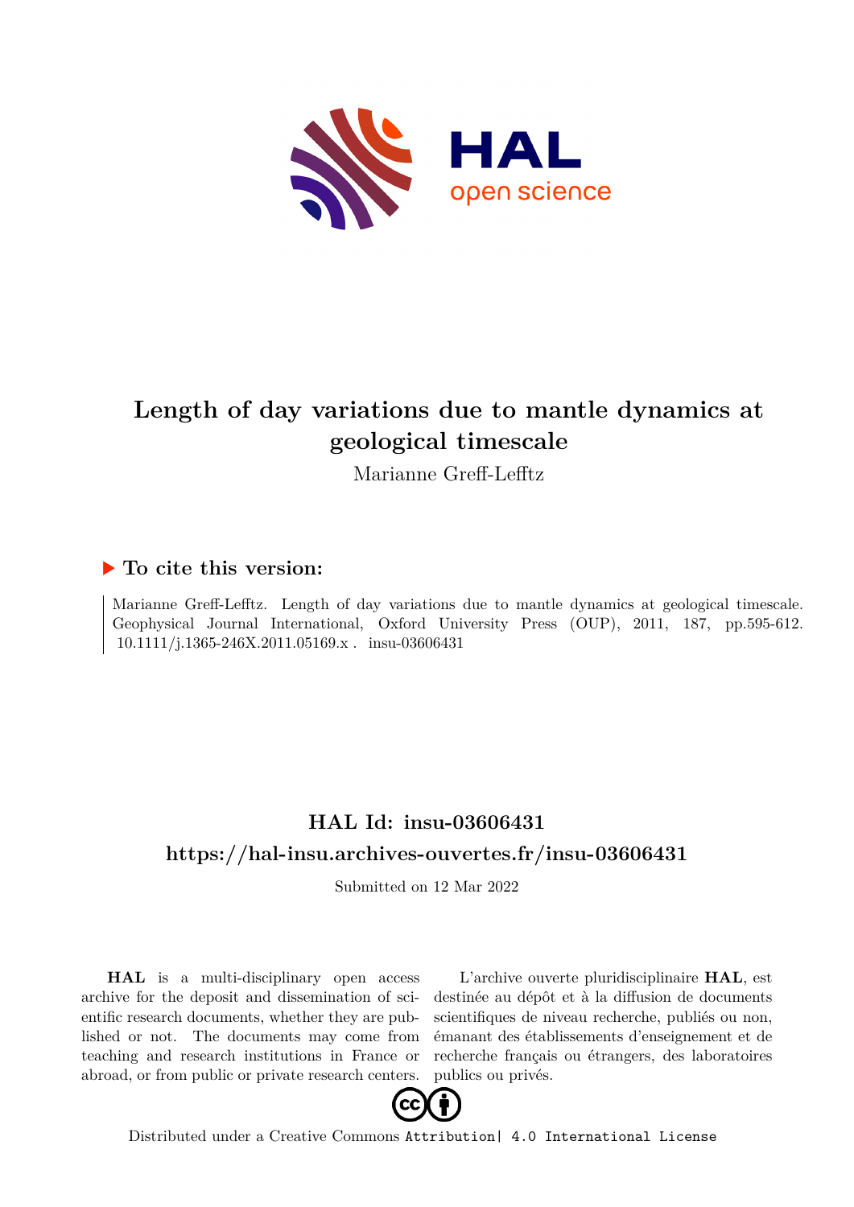# Length of day variations due to mantle dynamics at geological timescale

Marianne Greff-Lefftz

## ▶ To cite this version:

Marianne Greff-Lefftz. Length of day variations due to mantle dynamics at geological timescale. Geophysical Journal International, Oxford University Press (OUP), 2011, 187, pp.595-612. 10.1111/j.1365-246X.2011.05169.x . insu-03606431

## HAL Id: insu-03606431

## https://hal-insu.archives-ouvertes.fr/insu-03606431

Submitted on 12 Mar 2022

**HAL** is a multi-disciplinary open access archive for the deposit and dissemination of scientific research documents, whether they are published or not. The documents may come from teaching and research institutions in France or abroad, or from public or private research centers.

L'archive ouverte pluridisciplinaire **HAL**, est destinée au dépôt et à la diffusion de documents scientifiques de niveau recherche, publiés ou non, émanant des établissements d'enseignement et de recherche français ou étrangers, des laboratoires publics ou privés.

Distributed under a Creative Commons Attribution| 4.0 International License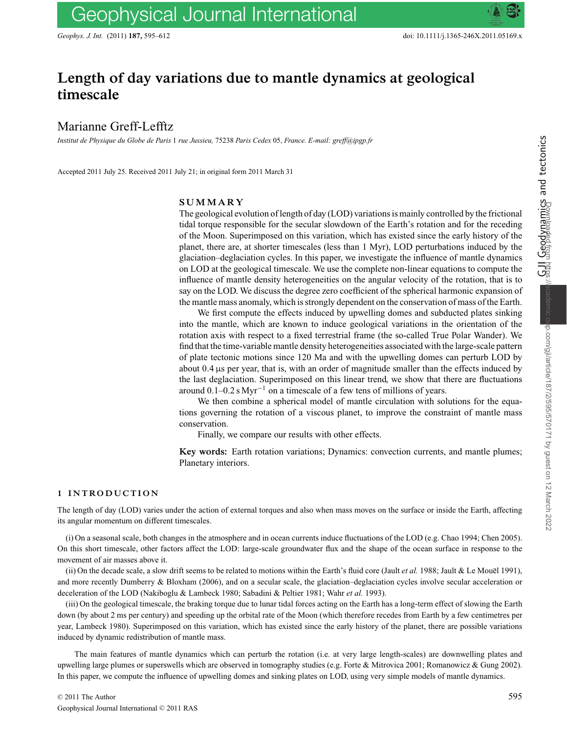# Length of day variations due to mantle dynamics at geological timescale

Marianne Greff-Lefftz

*Institut de Physique du Globe de Paris* 1 *rue Jussieu*, 75238 *Paris Cedex* 05, *France. E-mail: greff@ipgp.fr*

Accepted 2011 July 25. Received 2011 July 21; in original form 2011 March 31

## SUMMARY

The geological evolution of length of day (LOD) variations is mainly controlled by the frictional tidal torque responsible for the secular slowdown of the Earth's rotation and for the receding of the Moon. Superimposed on this variation, which has existed since the early history of the planet, there are, at shorter timescales (less than 1 Myr), LOD perturbations induced by the glaciation–deglaciation cycles. In this paper, we investigate the influence of mantle dynamics on LOD at the geological timescale. We use the complete non-linear equations to compute the influence of mantle density heterogeneities on the angular velocity of the rotation, that is to say on the LOD. We discuss the degree zero coefficient of the spherical harmonic expansion of the mantle mass anomaly, which is strongly dependent on the conservation of mass of the Earth.

We first compute the effects induced by upwelling domes and subducted plates sinking into the mantle, which are known to induce geological variations in the orientation of the rotation axis with respect to a fixed terrestrial frame (the so-called True Polar Wander). We find that the time-variable mantle density heterogeneities associated with the large-scale pattern of plate tectonic motions since 120 Ma and with the upwelling domes can perturb LOD by about 0.4 μs per year, that is, with an order of magnitude smaller than the effects induced by the last deglaciation. Superimposed on this linear trend, we show that there are fluctuations around 0.1–0.2 s $\mathrm{Myr}^{-1}$ on a timescale of a few tens of millions of years.

We then combine a spherical model of mantle circulation with solutions for the equations governing the rotation of a viscous planet, to improve the constraint of mantle mass conservation.

Finally, we compare our results with other effects.

**Key words:** Earth rotation variations; Dynamics: convection currents, and mantle plumes; Planetary interiors.

## 1 INTRODUCTION

The length of day (LOD) varies under the action of external torques and also when mass moves on the surface or inside the Earth, affecting its angular momentum on different timescales.

(i) On a seasonal scale, both changes in the atmosphere and in ocean currents induce fluctuations of the LOD (e.g. Chao 1994; Chen 2005). On this short timescale, other factors affect the LOD: large-scale groundwater flux and the shape of the ocean surface in response to the movement of air masses above it.

(ii) On the decade scale, a slow drift seems to be related to motions within the Earth's fluid core (Jault *et al.* 1988; Jault & Le Mouël 1991), and more recently Dumberry & Bloxham (2006), and on a secular scale, the glaciation–deglaciation cycles involve secular acceleration or deceleration of the LOD (Nakiboglu & Lambeck 1980; Sabadini & Peltier 1981; Wahr *et al.* 1993).

(iii) On the geological timescale, the braking torque due to lunar tidal forces acting on the Earth has a long-term effect of slowing the Earth down (by about 2 ms per century) and speeding up the orbital rate of the Moon (which therefore recedes from Earth by a few centimetres per year, Lambeck 1980). Superimposed on this variation, which has existed since the early history of the planet, there are possible variations induced by dynamic redistribution of mantle mass.

The main features of mantle dynamics which can perturb the rotation (i.e. at very large length-scales) are downwelling plates and upwelling large plumes or superswells which are observed in tomography studies (e.g. Forte & Mitrovica 2001; Romanowicz & Gung 2002). In this paper, we compute the influence of upwelling domes and sinking plates on LOD, using very simple models of mantle dynamics.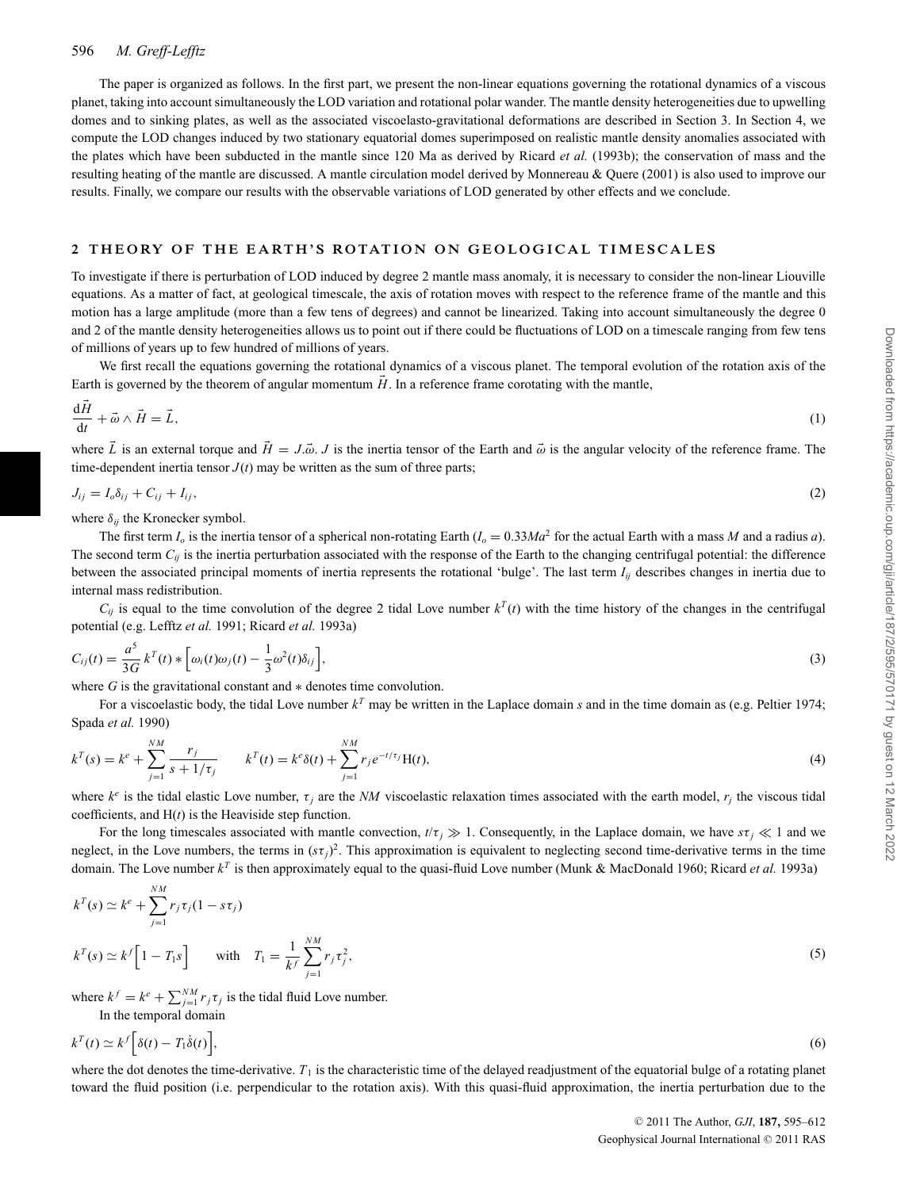The paper is organized as follows. In the first part, we present the non-linear equations governing the rotational dynamics of a viscous planet, taking into account simultaneously the LOD variation and rotational polar wander. The mantle density heterogeneities due to upwelling domes and to sinking plates, as well as the associated viscoelasto-gravitational deformations are described in Section 3. In Section 4, we compute the LOD changes induced by two stationary equatorial domes superimposed on realistic mantle density anomalies associated with the plates which have been subducted in the mantle since 120 Ma as derived by Ricard *et al.* (1993b); the conservation of mass and the resulting heating of the mantle are discussed. A mantle circulation model derived by Monnereau & Quere (2001) is also used to improve our results. Finally, we compare our results with the observable variations of LOD generated by other effects and we conclude.

## 2 THEORY OF THE EARTH'S ROTATION ON GEOLOGICAL TIMESCALES

To investigate if there is perturbation of LOD induced by degree 2 mantle mass anomaly, it is necessary to consider the non-linear Liouville equations. As a matter of fact, at geological timescale, the axis of rotation moves with respect to the reference frame of the mantle and this motion has a large amplitude (more than a few tens of degrees) and cannot be linearized. Taking into account simultaneously the degree 0 and 2 of the mantle density heterogeneities allows us to point out if there could be fluctuations of LOD on a timescale ranging from few tens of millions of years up to few hundred of millions of years.

We first recall the equations governing the rotational dynamics of a viscous planet. The temporal evolution of the rotation axis of the Earth is governed by the theorem of angular momentum $\vec{H}$. In a reference frame corotating with the mantle,

$$\frac{\mathrm{d}\vec{H}}{\mathrm{d}t} + \vec{\omega} \wedge \vec{H} = \vec{L}, \tag{1}$$

where $\vec{L}$ is an external torque and $\vec{H} = J.\vec{\omega}$. $J$ is the inertia tensor of the Earth and $\vec{\omega}$ is the angular velocity of the reference frame. The time-dependent inertia tensor $J(t)$ may be written as the sum of three parts;

$$J_{ij} = I_o \delta_{ij} + C_{ij} + I_{ij}, \tag{2}$$

where $\delta_{ij}$ the Kronecker symbol.

The first term $I_o$ is the inertia tensor of a spherical non-rotating Earth ($I_o = 0.33Ma^2$ for the actual Earth with a mass $M$ and a radius $a$). The second term $C_{ij}$ is the inertia perturbation associated with the response of the Earth to the changing centrifugal potential: the difference between the associated principal moments of inertia represents the rotational 'bulge'. The last term $I_{ij}$ describes changes in inertia due to internal mass redistribution.

$C_{ij}$ is equal to the time convolution of the degree 2 tidal Love number $k^T(t)$ with the time history of the changes in the centrifugal potential (e.g. Lefftz *et al.* 1991; Ricard *et al.* 1993a)

$$C_{ij}(t) = \frac{a^5}{3G} k^T(t) * \Big[\omega_i(t)\omega_j(t) - \frac{1}{3}\omega^2(t)\delta_{ij}\Big], \tag{3}$$

where $G$ is the gravitational constant and $*$ denotes time convolution.

For a viscoelastic body, the tidal Love number $k^T$ may be written in the Laplace domain $s$ and in the time domain as (e.g. Peltier 1974; Spada *et al.* 1990)

$$k^T(s) = k^e + \sum_{j=1}^{NM} \frac{r_j}{s + 1/\tau_j} \qquad k^T(t) = k^e \delta(t) + \sum_{j=1}^{NM} r_j e^{-t/\tau_j} \mathrm{H}(t), \tag{4}$$

where $k^e$ is the tidal elastic Love number, $\tau_j$ are the $NM$ viscoelastic relaxation times associated with the earth model, $r_j$ the viscous tidal coefficients, and $\mathrm{H}(t)$ is the Heaviside step function.

For the long timescales associated with mantle convection, $t/\tau_j \gg 1$. Consequently, in the Laplace domain, we have $s\tau_j \ll 1$ and we neglect, in the Love numbers, the terms in $(s\tau_j)^2$. This approximation is equivalent to neglecting second time-derivative terms in the time domain. The Love number $k^T$ is then approximately equal to the quasi-fluid Love number (Munk & MacDonald 1960; Ricard *et al.* 1993a)

$$k^T(s) \simeq k^e + \sum_{j=1}^{NM} r_j \tau_j (1 - s\tau_j)$$

$$k^T(s) \simeq k^f \Big[1 - T_1 s\Big] \qquad \text{with} \quad T_1 = \frac{1}{k^f} \sum_{j=1}^{NM} r_j \tau_j^2, \tag{5}$$

where $k^f = k^e + \sum_{j=1}^{NM} r_j \tau_j$ is the tidal fluid Love number.

In the temporal domain

$$k^T(t) \simeq k^f \Big[\delta(t) - T_1 \dot{\delta}(t)\Big], \tag{6}$$

where the dot denotes the time-derivative. $T_1$ is the characteristic time of the delayed readjustment of the equatorial bulge of a rotating planet toward the fluid position (i.e. perpendicular to the rotation axis). With this quasi-fluid approximation, the inertia perturbation due to the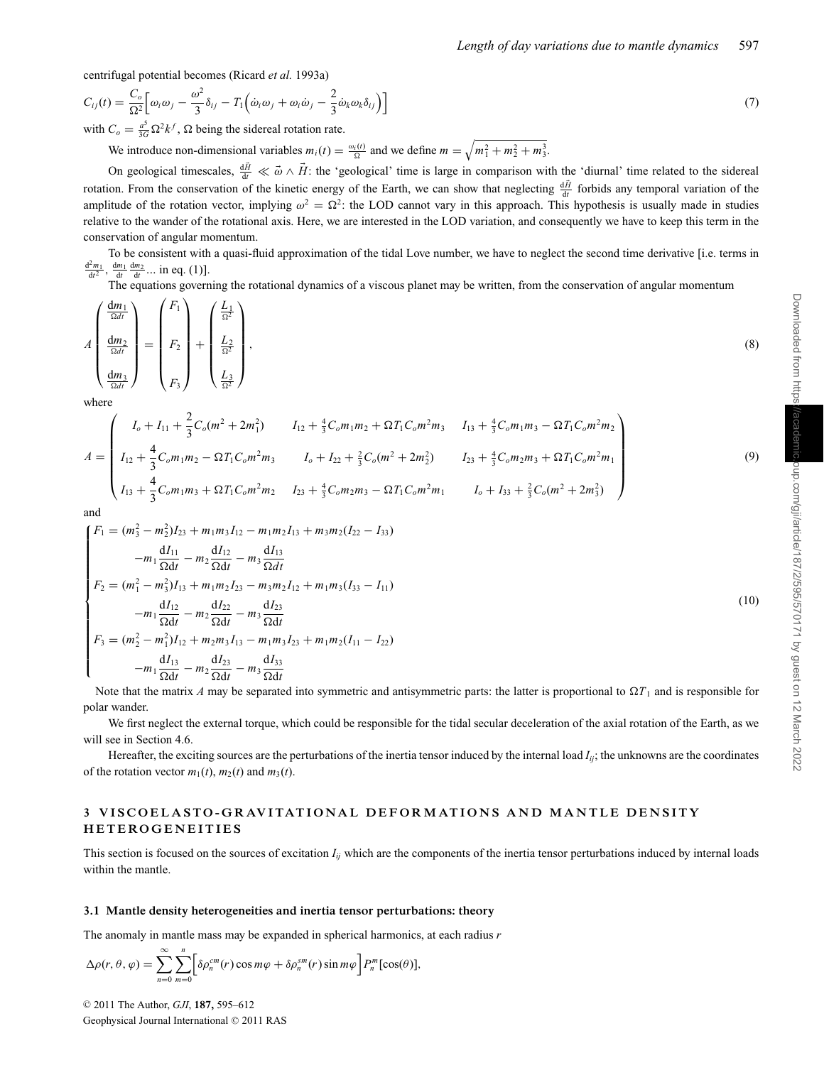centrifugal potential becomes (Ricard *et al.* 1993a)

$$C_{ij}(t) = \frac{C_o}{\Omega^2}\Big[\omega_i\omega_j - \frac{\omega^2}{3}\delta_{ij} - T_1\Big(\dot{\omega}_i\omega_j + \omega_i\dot{\omega}_j - \frac{2}{3}\dot{\omega}_k\omega_k\delta_{ij}\Big)\Big] \tag{7}$$

with $C_o = \frac{a^5}{3G}\Omega^2 k^f$, $\Omega$ being the sidereal rotation rate.

We introduce non-dimensional variables $m_i(t) = \frac{\omega_i(t)}{\Omega}$ and we define $m = \sqrt{m_1^2 + m_2^2 + m_3^2}$.

On geological timescales, $\frac{d\vec{H}}{dt} \ll \vec{\omega} \wedge \vec{H}$: the 'geological' time is large in comparison with the 'diurnal' time related to the sidereal rotation. From the conservation of the kinetic energy of the Earth, we can show that neglecting $\frac{d\vec{H}}{dt}$ forbids any temporal variation of the amplitude of the rotation vector, implying $\omega^2 = \Omega^2$: the LOD cannot vary in this approach. This hypothesis is usually made in studies relative to the wander of the rotational axis. Here, we are interested in the LOD variation, and consequently we have to keep this term in the conservation of angular momentum.

To be consistent with a quasi-fluid approximation of the tidal Love number, we have to neglect the second time derivative [i.e. terms in $\frac{d^2 m_1}{dt^2}$, $\frac{dm_1}{dt}\frac{dm_2}{dt}$... in eq. (1)].

The equations governing the rotational dynamics of a viscous planet may be written, from the conservation of angular momentum

$$A\begin{pmatrix} \frac{dm_1}{\Omega dt} \\ \frac{dm_2}{\Omega dt} \\ \frac{dm_3}{\Omega dt} \end{pmatrix} = \begin{pmatrix} F_1 \\ F_2 \\ F_3 \end{pmatrix} + \begin{pmatrix} \frac{L_1}{\Omega^2} \\ \frac{L_2}{\Omega^2} \\ \frac{L_3}{\Omega^2} \end{pmatrix}, \tag{8}$$

where

$$A = \begin{pmatrix} I_o + I_{11} + \frac{2}{3}C_o(m^2 + 2m_1^2) & I_{12} + \frac{4}{3}C_o m_1 m_2 + \Omega T_1 C_o m^2 m_3 & I_{13} + \frac{4}{3}C_o m_1 m_3 - \Omega T_1 C_o m^2 m_2 \\ I_{12} + \frac{4}{3}C_o m_1 m_2 - \Omega T_1 C_o m^2 m_3 & I_o + I_{22} + \frac{2}{3}C_o(m^2 + 2m_2^2) & I_{23} + \frac{4}{3}C_o m_2 m_3 + \Omega T_1 C_o m^2 m_1 \\ I_{13} + \frac{4}{3}C_o m_1 m_3 + \Omega T_1 C_o m^2 m_2 & I_{23} + \frac{4}{3}C_o m_2 m_3 - \Omega T_1 C_o m^2 m_1 & I_o + I_{33} + \frac{2}{3}C_o(m^2 + 2m_3^2) \end{pmatrix} \tag{9}$$

and

$$\begin{cases} F_1 = (m_3^2 - m_2^2)I_{23} + m_1 m_3 I_{12} - m_1 m_2 I_{13} + m_3 m_2 (I_{22} - I_{33}) \\ \qquad - m_1 \frac{dI_{11}}{\Omega dt} - m_2 \frac{dI_{12}}{\Omega dt} - m_3 \frac{dI_{13}}{\Omega dt} \\ F_2 = (m_1^2 - m_3^2)I_{13} + m_1 m_2 I_{23} - m_3 m_2 I_{12} + m_1 m_3 (I_{33} - I_{11}) \\ \qquad - m_1 \frac{dI_{12}}{\Omega dt} - m_2 \frac{dI_{22}}{\Omega dt} - m_3 \frac{dI_{23}}{\Omega dt} \\ F_3 = (m_2^2 - m_1^2)I_{12} + m_2 m_3 I_{13} - m_1 m_3 I_{23} + m_1 m_2 (I_{11} - I_{22}) \\ \qquad - m_1 \frac{dI_{13}}{\Omega dt} - m_2 \frac{dI_{23}}{\Omega dt} - m_3 \frac{dI_{33}}{\Omega dt} \end{cases} \tag{10}$$

Note that the matrix $A$ may be separated into symmetric and antisymmetric parts: the latter is proportional to $\Omega T_1$ and is responsible for polar wander.

We first neglect the external torque, which could be responsible for the tidal secular deceleration of the axial rotation of the Earth, as we will see in Section 4.6.

Hereafter, the exciting sources are the perturbations of the inertia tensor induced by the internal load $I_{ij}$; the unknowns are the coordinates of the rotation vector $m_1(t)$, $m_2(t)$ and $m_3(t)$.

## 3 VISCOELASTO-GRAVITATIONAL DEFORMATIONS AND MANTLE DENSITY HETEROGENEITIES

This section is focused on the sources of excitation $I_{ij}$ which are the components of the inertia tensor perturbations induced by internal loads within the mantle.

### 3.1 Mantle density heterogeneities and inertia tensor perturbations: theory

The anomaly in mantle mass may be expanded in spherical harmonics, at each radius $r$

$$\Delta\rho(r, \theta, \varphi) = \sum_{n=0}^{\infty}\sum_{m=0}^{n}\Big[\delta\rho_n^{cm}(r)\cos m\varphi + \delta\rho_n^{sm}(r)\sin m\varphi\Big]P_n^m[\cos(\theta)],$$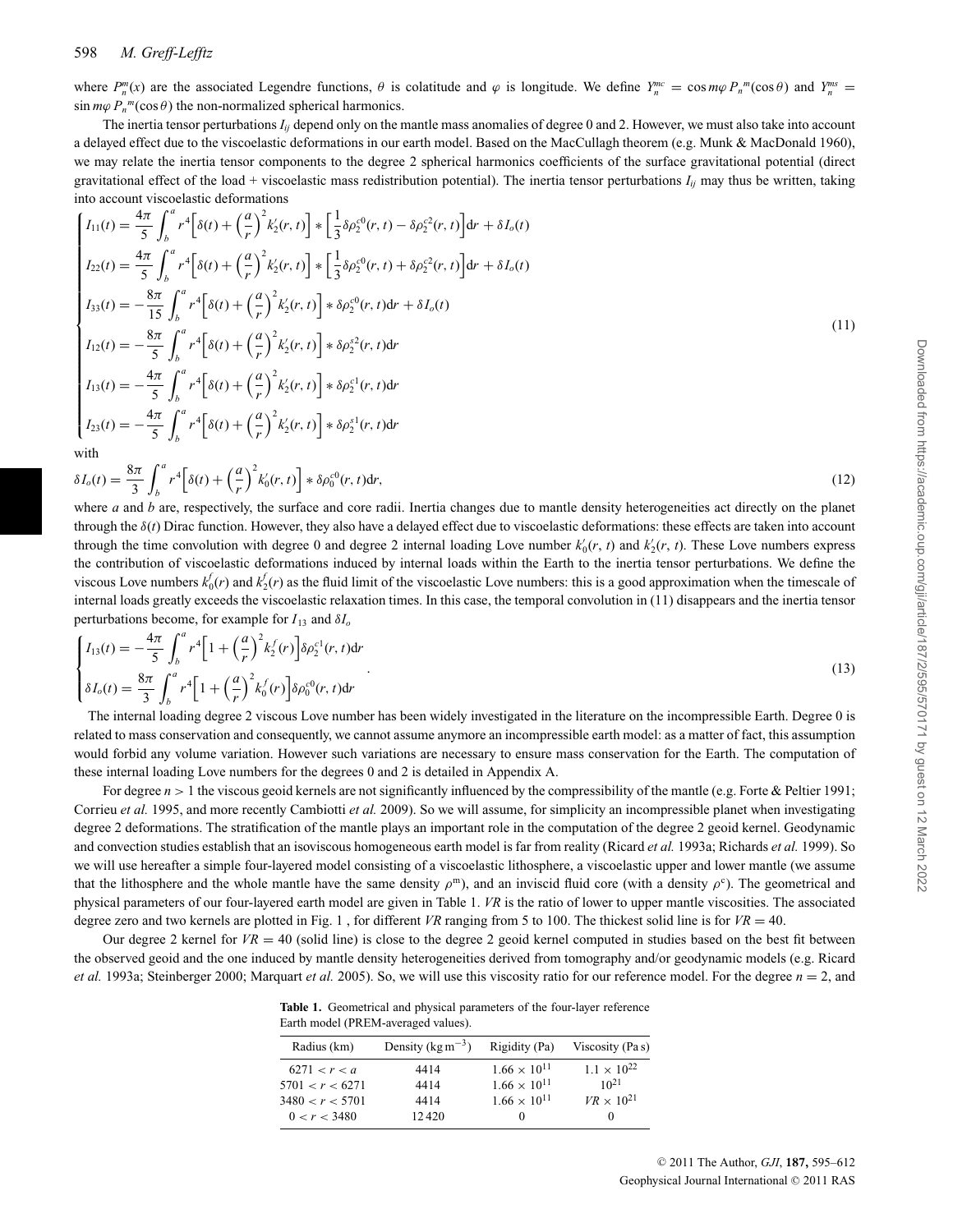where $P_n^m(x)$ are the associated Legendre functions, $\theta$ is colatitude and $\varphi$ is longitude. We define $Y_n^{mc} = \cos m\varphi\, P_n{}^m(\cos\theta)$ and $Y_n^{ms} = \sin m\varphi\, P_n{}^m(\cos\theta)$ the non-normalized spherical harmonics.

The inertia tensor perturbations $I_{ij}$ depend only on the mantle mass anomalies of degree 0 and 2. However, we must also take into account a delayed effect due to the viscoelastic deformations in our earth model. Based on the MacCullagh theorem (e.g. Munk & MacDonald 1960), we may relate the inertia tensor components to the degree 2 spherical harmonics coefficients of the surface gravitational potential (direct gravitational effect of the load + viscoelastic mass redistribution potential). The inertia tensor perturbations $I_{ij}$ may thus be written, taking into account viscoelastic deformations

$$
\begin{cases}
I_{11}(t) = \dfrac{4\pi}{5}\displaystyle\int_b^a r^4\left[\delta(t) + \left(\frac{a}{r}\right)^2 k_2'(r,t)\right] * \left[\frac{1}{3}\delta\rho_2^{c0}(r,t) - \delta\rho_2^{c2}(r,t)\right]\mathrm{d}r + \delta I_o(t) \\
I_{22}(t) = \dfrac{4\pi}{5}\displaystyle\int_b^a r^4\left[\delta(t) + \left(\frac{a}{r}\right)^2 k_2'(r,t)\right] * \left[\frac{1}{3}\delta\rho_2^{c0}(r,t) + \delta\rho_2^{c2}(r,t)\right]\mathrm{d}r + \delta I_o(t) \\
I_{33}(t) = -\dfrac{8\pi}{15}\displaystyle\int_b^a r^4\left[\delta(t) + \left(\frac{a}{r}\right)^2 k_2'(r,t)\right] * \delta\rho_2^{c0}(r,t)\mathrm{d}r + \delta I_o(t) \\
I_{12}(t) = -\dfrac{8\pi}{5}\displaystyle\int_b^a r^4\left[\delta(t) + \left(\frac{a}{r}\right)^2 k_2'(r,t)\right] * \delta\rho_2^{s2}(r,t)\mathrm{d}r \\
I_{13}(t) = -\dfrac{4\pi}{5}\displaystyle\int_b^a r^4\left[\delta(t) + \left(\frac{a}{r}\right)^2 k_2'(r,t)\right] * \delta\rho_2^{c1}(r,t)\mathrm{d}r \\
I_{23}(t) = -\dfrac{4\pi}{5}\displaystyle\int_b^a r^4\left[\delta(t) + \left(\frac{a}{r}\right)^2 k_2'(r,t)\right] * \delta\rho_2^{s1}(r,t)\mathrm{d}r
\end{cases}
\tag{11}
$$

with

$$
\delta I_o(t) = \frac{8\pi}{3}\int_b^a r^4\left[\delta(t) + \left(\frac{a}{r}\right)^2 k_0'(r,t)\right] * \delta\rho_0^{c0}(r,t)\mathrm{d}r,
\tag{12}
$$

where $a$ and $b$ are, respectively, the surface and core radii. Inertia changes due to mantle density heterogeneities act directly on the planet through the $\delta(t)$ Dirac function. However, they also have a delayed effect due to viscoelastic deformations: these effects are taken into account through the time convolution with degree 0 and degree 2 internal loading Love number $k_0'(r, t)$ and $k_2'(r, t)$. These Love numbers express the contribution of viscoelastic deformations induced by internal loads within the Earth to the inertia tensor perturbations. We define the viscous Love numbers $k_0^f(r)$ and $k_2^f(r)$ as the fluid limit of the viscoelastic Love numbers: this is a good approximation when the timescale of internal loads greatly exceeds the viscoelastic relaxation times. In this case, the temporal convolution in (11) disappears and the inertia tensor perturbations become, for example for $I_{13}$ and $\delta I_o$

$$
\begin{cases}
I_{13}(t) = -\dfrac{4\pi}{5}\displaystyle\int_b^a r^4\left[1 + \left(\frac{a}{r}\right)^2 k_2^f(r)\right]\delta\rho_2^{c1}(r,t)\mathrm{d}r \\
\delta I_o(t) = \dfrac{8\pi}{3}\displaystyle\int_b^a r^4\left[1 + \left(\frac{a}{r}\right)^2 k_0^f(r)\right]\delta\rho_0^{c0}(r,t)\mathrm{d}r
\end{cases}.
\tag{13}
$$

The internal loading degree 2 viscous Love number has been widely investigated in the literature on the incompressible Earth. Degree 0 is related to mass conservation and consequently, we cannot assume anymore an incompressible earth model: as a matter of fact, this assumption would forbid any volume variation. However such variations are necessary to ensure mass conservation for the Earth. The computation of these internal loading Love numbers for the degrees 0 and 2 is detailed in Appendix A.

For degree $n > 1$ the viscous geoid kernels are not significantly influenced by the compressibility of the mantle (e.g. Forte & Peltier 1991; Corrieu *et al.* 1995, and more recently Cambiotti *et al.* 2009). So we will assume, for simplicity an incompressible planet when investigating degree 2 deformations. The stratification of the mantle plays an important role in the computation of the degree 2 geoid kernel. Geodynamic and convection studies establish that an isoviscous homogeneous earth model is far from reality (Ricard *et al.* 1993a; Richards *et al.* 1999). So we will use hereafter a simple four-layered model consisting of a viscoelastic lithosphere, a viscoelastic upper and lower mantle (we assume that the lithosphere and the whole mantle have the same density $\rho^m$), and an inviscid fluid core (with a density $\rho^c$). The geometrical and physical parameters of our four-layered earth model are given in Table 1. *VR* is the ratio of lower to upper mantle viscosities. The associated degree zero and two kernels are plotted in Fig. 1 , for different *VR* ranging from 5 to 100. The thickest solid line is for $VR = 40$.

Our degree 2 kernel for $VR = 40$ (solid line) is close to the degree 2 geoid kernel computed in studies based on the best fit between the observed geoid and the one induced by mantle density heterogeneities derived from tomography and/or geodynamic models (e.g. Ricard *et al.* 1993a; Steinberger 2000; Marquart *et al.* 2005). So, we will use this viscosity ratio for our reference model. For the degree $n = 2$, and

**Table 1.** Geometrical and physical parameters of the four-layer reference Earth model (PREM-averaged values).

| Radius (km) | Density (kg m$^{-3}$) | Rigidity (Pa) | Viscosity (Pa s) |
|---|---|---|---|
| $6271 < r < a$ | 4414 | $1.66 \times 10^{11}$ | $1.1 \times 10^{22}$ |
| $5701 < r < 6271$ | 4414 | $1.66 \times 10^{11}$ | $10^{21}$ |
| $3480 < r < 5701$ | 4414 | $1.66 \times 10^{11}$ | $VR \times 10^{21}$ |
| $0 < r < 3480$ | 12 420 | 0 | 0 |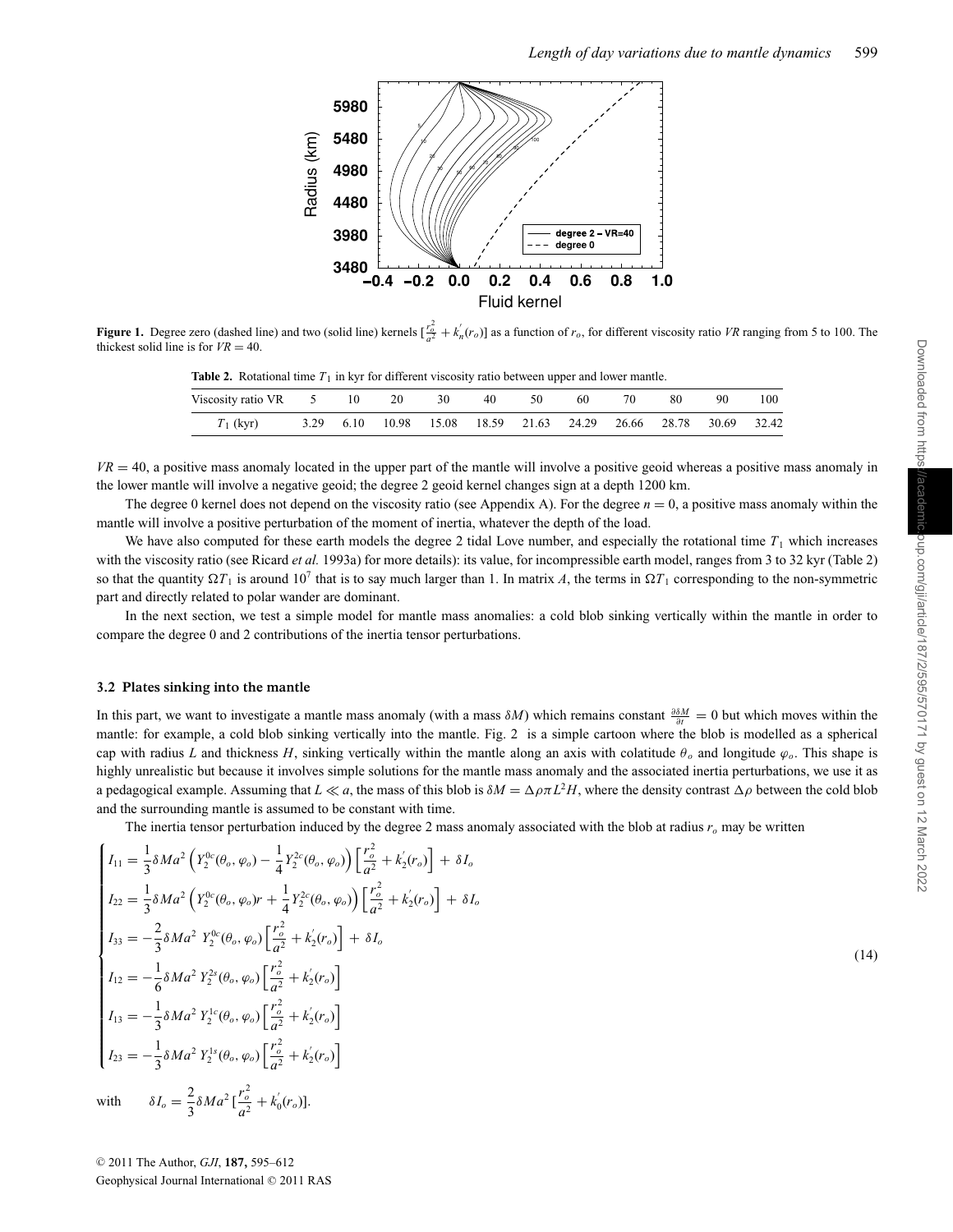**Figure 1.** Degree zero (dashed line) and two (solid line) kernels $[\frac{r_o^2}{a^2} + k_n^{'}(r_o)]$ as a function of $r_o$, for different viscosity ratio $VR$ ranging from 5 to 100. The thickest solid line is for $VR = 40$.

**Table 2.** Rotational time $T_1$ in kyr for different viscosity ratio between upper and lower mantle.

| Viscosity ratio VR | 5 | 10 | 20 | 30 | 40 | 50 | 60 | 70 | 80 | 90 | 100 |
|---|---|---|---|---|---|---|---|---|---|---|---|
| $T_1$ (kyr) | 3.29 | 6.10 | 10.98 | 15.08 | 18.59 | 21.63 | 24.29 | 26.66 | 28.78 | 30.69 | 32.42 |

$VR = 40$, a positive mass anomaly located in the upper part of the mantle will involve a positive geoid whereas a positive mass anomaly in the lower mantle will involve a negative geoid; the degree 2 geoid kernel changes sign at a depth 1200 km.

The degree 0 kernel does not depend on the viscosity ratio (see Appendix A). For the degree $n = 0$, a positive mass anomaly within the mantle will involve a positive perturbation of the moment of inertia, whatever the depth of the load.

We have also computed for these earth models the degree 2 tidal Love number, and especially the rotational time $T_1$ which increases with the viscosity ratio (see Ricard *et al.* 1993a) for more details): its value, for incompressible earth model, ranges from 3 to 32 kyr (Table 2) so that the quantity $\Omega T_1$ is around $10^7$ that is to say much larger than 1. In matrix $A$, the terms in $\Omega T_1$ corresponding to the non-symmetric part and directly related to polar wander are dominant.

In the next section, we test a simple model for mantle mass anomalies: a cold blob sinking vertically within the mantle in order to compare the degree 0 and 2 contributions of the inertia tensor perturbations.

### 3.2 Plates sinking into the mantle

In this part, we want to investigate a mantle mass anomaly (with a mass $\delta M$) which remains constant $\frac{\partial \delta M}{\partial t} = 0$ but which moves within the mantle: for example, a cold blob sinking vertically into the mantle. Fig. 2 is a simple cartoon where the blob is modelled as a spherical cap with radius $L$ and thickness $H$, sinking vertically within the mantle along an axis with colatitude $\theta_o$ and longitude $\varphi_o$. This shape is highly unrealistic but because it involves simple solutions for the mantle mass anomaly and the associated inertia perturbations, we use it as a pedagogical example. Assuming that $L \ll a$, the mass of this blob is $\delta M = \Delta\rho \pi L^2 H$, where the density contrast $\Delta\rho$ between the cold blob and the surrounding mantle is assumed to be constant with time.

The inertia tensor perturbation induced by the degree 2 mass anomaly associated with the blob at radius $r_o$ may be written

$$
\begin{cases}
I_{11} = \frac{1}{3}\delta M a^2 \left(Y_2^{0c}(\theta_o, \varphi_o) - \frac{1}{4} Y_2^{2c}(\theta_o, \varphi_o)\right)\left[\frac{r_o^2}{a^2} + k_2^{'}(r_o)\right] + \delta I_o \\
I_{22} = \frac{1}{3}\delta M a^2 \left(Y_2^{0c}(\theta_o, \varphi_o)r + \frac{1}{4} Y_2^{2c}(\theta_o, \varphi_o)\right)\left[\frac{r_o^2}{a^2} + k_2^{'}(r_o)\right] + \delta I_o \\
I_{33} = -\frac{2}{3}\delta M a^2 \; Y_2^{0c}(\theta_o, \varphi_o)\left[\frac{r_o^2}{a^2} + k_2^{'}(r_o)\right] + \delta I_o \\
I_{12} = -\frac{1}{6}\delta M a^2 \; Y_2^{2s}(\theta_o, \varphi_o)\left[\frac{r_o^2}{a^2} + k_2^{'}(r_o)\right] \\
I_{13} = -\frac{1}{3}\delta M a^2 \; Y_2^{1c}(\theta_o, \varphi_o)\left[\frac{r_o^2}{a^2} + k_2^{'}(r_o)\right] \\
I_{23} = -\frac{1}{3}\delta M a^2 \; Y_2^{1s}(\theta_o, \varphi_o)\left[\frac{r_o^2}{a^2} + k_2^{'}(r_o)\right]
\end{cases}
\tag{14}
$$

with $\quad \delta I_o = \frac{2}{3}\delta M a^2 [\frac{r_o^2}{a^2} + k_0^{'}(r_o)].$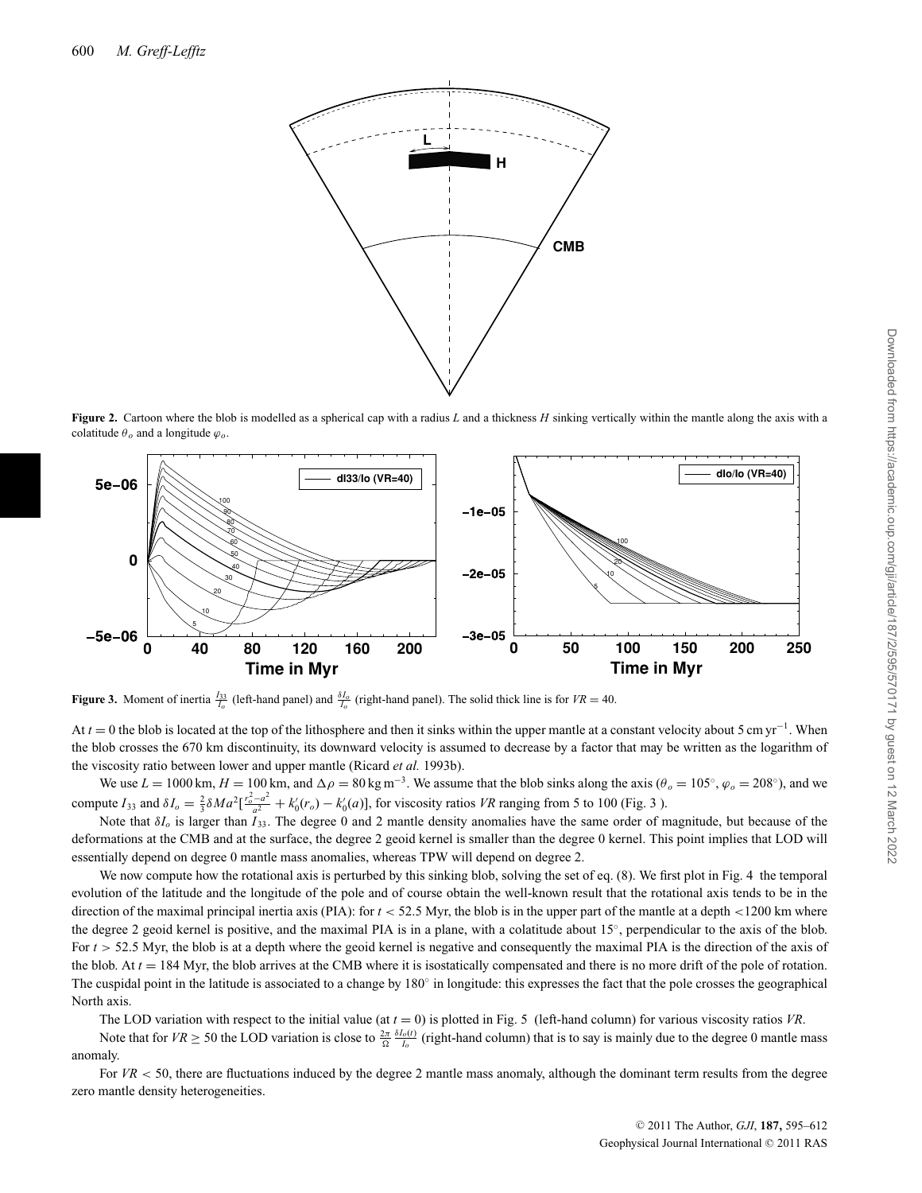**Figure 2.** Cartoon where the blob is modelled as a spherical cap with a radius $L$ and a thickness $H$ sinking vertically within the mantle along the axis with a colatitude $\theta_o$ and a longitude $\varphi_o$.

**Figure 3.** Moment of inertia $\frac{I_{33}}{I_o}$ (left-hand panel) and $\frac{\delta I_o}{I_o}$ (right-hand panel). The solid thick line is for $VR = 40$.

At $t = 0$ the blob is located at the top of the lithosphere and then it sinks within the upper mantle at a constant velocity about $5\,\mathrm{cm\,yr^{-1}}$. When the blob crosses the 670 km discontinuity, its downward velocity is assumed to decrease by a factor that may be written as the logarithm of the viscosity ratio between lower and upper mantle (Ricard *et al.* 1993b).

We use $L = 1000\,\mathrm{km}$, $H = 100\,\mathrm{km}$, and $\Delta\rho = 80\,\mathrm{kg\,m^{-3}}$. We assume that the blob sinks along the axis ($\theta_o = 105^\circ$, $\varphi_o = 208^\circ$), and we compute $I_{33}$ and $\delta I_o = \frac{2}{3}\delta M a^2 [\frac{r_o^2 - a^2}{a^2} + k_0'(r_o) - k_0'(a)]$, for viscosity ratios $VR$ ranging from 5 to 100 (Fig. 3 ).

Note that $\delta I_o$ is larger than $I_{33}$. The degree 0 and 2 mantle density anomalies have the same order of magnitude, but because of the deformations at the CMB and at the surface, the degree 2 geoid kernel is smaller than the degree 0 kernel. This point implies that LOD will essentially depend on degree 0 mantle mass anomalies, whereas TPW will depend on degree 2.

We now compute how the rotational axis is perturbed by this sinking blob, solving the set of eq. (8). We first plot in Fig. 4 the temporal evolution of the latitude and the longitude of the pole and of course obtain the well-known result that the rotational axis tends to be in the direction of the maximal principal inertia axis (PIA): for $t < 52.5$ Myr, the blob is in the upper part of the mantle at a depth $<1200$ km where the degree 2 geoid kernel is positive, and the maximal PIA is in a plane, with a colatitude about $15^\circ$, perpendicular to the axis of the blob. For $t > 52.5$ Myr, the blob is at a depth where the geoid kernel is negative and consequently the maximal PIA is the direction of the axis of the blob. At $t = 184$ Myr, the blob arrives at the CMB where it is isostatically compensated and there is no more drift of the pole of rotation. The cuspidal point in the latitude is associated to a change by $180^\circ$ in longitude: this expresses the fact that the pole crosses the geographical North axis.

The LOD variation with respect to the initial value (at $t = 0$) is plotted in Fig. 5 (left-hand column) for various viscosity ratios $VR$.

Note that for $VR \geq 50$ the LOD variation is close to $\frac{2\pi}{\Omega}\frac{\delta I_o(t)}{I_o}$ (right-hand column) that is to say is mainly due to the degree 0 mantle mass anomaly.

For $VR < 50$, there are fluctuations induced by the degree 2 mantle mass anomaly, although the dominant term results from the degree zero mantle density heterogeneities.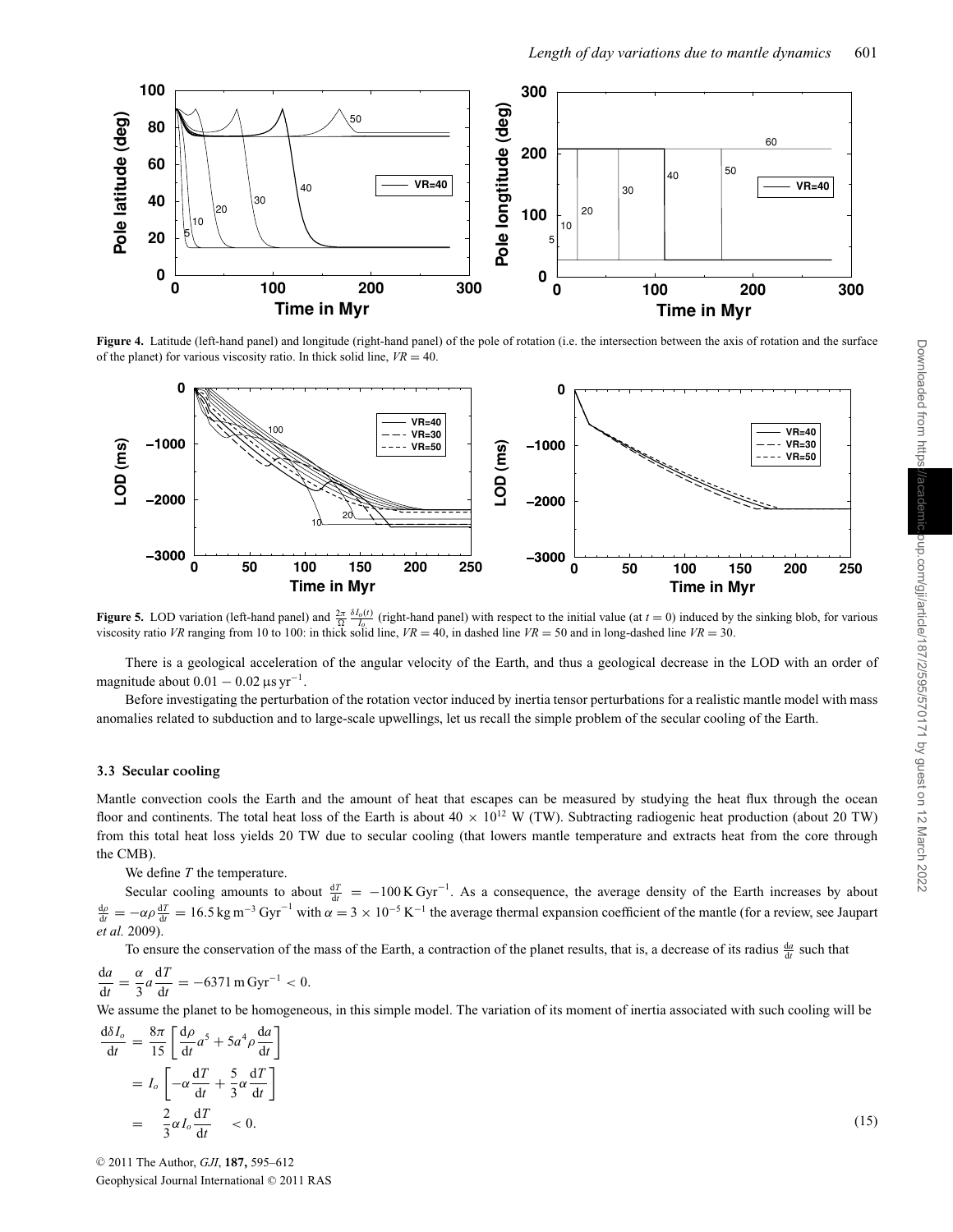**Figure 4.** Latitude (left-hand panel) and longitude (right-hand panel) of the pole of rotation (i.e. the intersection between the axis of rotation and the surface of the planet) for various viscosity ratio. In thick solid line, $VR = 40$.

**Figure 5.** LOD variation (left-hand panel) and $\frac{2\pi}{\Omega}\frac{\delta I_o(t)}{I_o}$ (right-hand panel) with respect to the initial value (at $t = 0$) induced by the sinking blob, for various viscosity ratio $VR$ ranging from 10 to 100: in thick solid line, $VR = 40$, in dashed line $VR = 50$ and in long-dashed line $VR = 30$.

There is a geological acceleration of the angular velocity of the Earth, and thus a geological decrease in the LOD with an order of magnitude about $0.01 - 0.02\,\mu\text{s}\,\text{yr}^{-1}$.

Before investigating the perturbation of the rotation vector induced by inertia tensor perturbations for a realistic mantle model with mass anomalies related to subduction and to large-scale upwellings, let us recall the simple problem of the secular cooling of the Earth.

### 3.3 Secular cooling

Mantle convection cools the Earth and the amount of heat that escapes can be measured by studying the heat flux through the ocean floor and continents. The total heat loss of the Earth is about $40 \times 10^{12}$ W (TW). Subtracting radiogenic heat production (about 20 TW) from this total heat loss yields 20 TW due to secular cooling (that lowers mantle temperature and extracts heat from the core through the CMB).

We define $T$ the temperature.

Secular cooling amounts to about $\frac{dT}{dt} = -100\,\text{K}\,\text{Gyr}^{-1}$. As a consequence, the average density of the Earth increases by about $\frac{d\rho}{dt} = -\alpha\rho\frac{dT}{dt} = 16.5\,\text{kg}\,\text{m}^{-3}\,\text{Gyr}^{-1}$ with $\alpha = 3 \times 10^{-5}\,\text{K}^{-1}$ the average thermal expansion coefficient of the mantle (for a review, see Jaupart *et al.* 2009).

To ensure the conservation of the mass of the Earth, a contraction of the planet results, that is, a decrease of its radius $\frac{da}{dt}$ such that

$$\frac{da}{dt} = \frac{\alpha}{3}a\frac{dT}{dt} = -6371\,\text{m}\,\text{Gyr}^{-1} < 0.$$

We assume the planet to be homogeneous, in this simple model. The variation of its moment of inertia associated with such cooling will be

$$\begin{aligned}
\frac{d\delta I_o}{dt} &= \frac{8\pi}{15}\left[\frac{d\rho}{dt}a^5 + 5a^4\rho\frac{da}{dt}\right] \\
&= I_o\left[-\alpha\frac{dT}{dt} + \frac{5}{3}\alpha\frac{dT}{dt}\right] \\
&= \frac{2}{3}\alpha I_o\frac{dT}{dt} \quad < 0.
\end{aligned} \tag{15}$$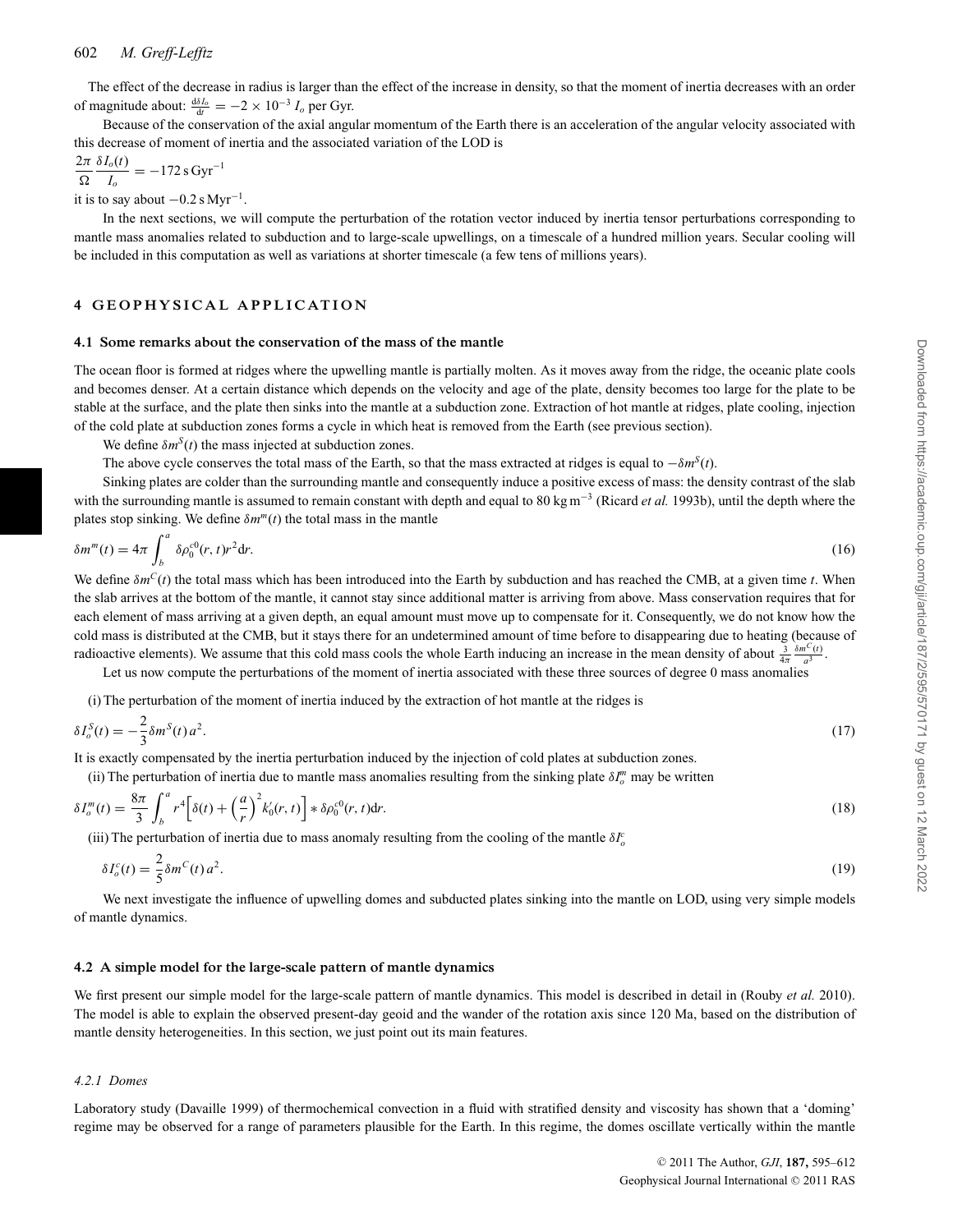The effect of the decrease in radius is larger than the effect of the increase in density, so that the moment of inertia decreases with an order of magnitude about: $\frac{d\delta I_o}{dt} = -2 \times 10^{-3}\, I_o$ per Gyr.

Because of the conservation of the axial angular momentum of the Earth there is an acceleration of the angular velocity associated with this decrease of moment of inertia and the associated variation of the LOD is

$$\frac{2\pi}{\Omega}\frac{\delta I_o(t)}{I_o} = -172\,\mathrm{s\,Gyr^{-1}}$$

it is to say about $-0.2\,\mathrm{s\,Myr^{-1}}$.

In the next sections, we will compute the perturbation of the rotation vector induced by inertia tensor perturbations corresponding to mantle mass anomalies related to subduction and to large-scale upwellings, on a timescale of a hundred million years. Secular cooling will be included in this computation as well as variations at shorter timescale (a few tens of millions years).

## 4 GEOPHYSICAL APPLICATION

### 4.1 Some remarks about the conservation of the mass of the mantle

The ocean floor is formed at ridges where the upwelling mantle is partially molten. As it moves away from the ridge, the oceanic plate cools and becomes denser. At a certain distance which depends on the velocity and age of the plate, density becomes too large for the plate to be stable at the surface, and the plate then sinks into the mantle at a subduction zone. Extraction of hot mantle at ridges, plate cooling, injection of the cold plate at subduction zones forms a cycle in which heat is removed from the Earth (see previous section).

We define $\delta m^S(t)$ the mass injected at subduction zones.

The above cycle conserves the total mass of the Earth, so that the mass extracted at ridges is equal to $-\delta m^S(t)$.

Sinking plates are colder than the surrounding mantle and consequently induce a positive excess of mass: the density contrast of the slab with the surrounding mantle is assumed to remain constant with depth and equal to $80\,\mathrm{kg\,m^{-3}}$ (Ricard *et al.* 1993b), until the depth where the plates stop sinking. We define $\delta m^m(t)$ the total mass in the mantle

$$\delta m^m(t) = 4\pi \int_b^a \delta\rho_0^{c0}(r,t) r^2 \mathrm{d}r. \tag{16}$$

We define $\delta m^C(t)$ the total mass which has been introduced into the Earth by subduction and has reached the CMB, at a given time $t$. When the slab arrives at the bottom of the mantle, it cannot stay since additional matter is arriving from above. Mass conservation requires that for each element of mass arriving at a given depth, an equal amount must move up to compensate for it. Consequently, we do not know how the cold mass is distributed at the CMB, but it stays there for an undetermined amount of time before to disappearing due to heating (because of radioactive elements). We assume that this cold mass cools the whole Earth inducing an increase in the mean density of about $\frac{3}{4\pi}\frac{\delta m^C(t)}{a^3}$.

Let us now compute the perturbations of the moment of inertia associated with these three sources of degree 0 mass anomalies

(i) The perturbation of the moment of inertia induced by the extraction of hot mantle at the ridges is

$$\delta I_o^S(t) = -\frac{2}{3}\delta m^S(t)\, a^2. \tag{17}$$

It is exactly compensated by the inertia perturbation induced by the injection of cold plates at subduction zones.

(ii) The perturbation of inertia due to mantle mass anomalies resulting from the sinking plate $\delta I_o^m$ may be written

$$\delta I_o^m(t) = \frac{8\pi}{3}\int_b^a r^4\left[\delta(t) + \left(\frac{a}{r}\right)^2 k_0'(r,t)\right] * \delta\rho_0^{c0}(r,t)\mathrm{d}r. \tag{18}$$

(iii) The perturbation of inertia due to mass anomaly resulting from the cooling of the mantle $\delta I_o^c$

$$\delta I_o^c(t) = \frac{2}{5}\delta m^C(t)\, a^2. \tag{19}$$

We next investigate the influence of upwelling domes and subducted plates sinking into the mantle on LOD, using very simple models of mantle dynamics.

### 4.2 A simple model for the large-scale pattern of mantle dynamics

We first present our simple model for the large-scale pattern of mantle dynamics. This model is described in detail in (Rouby *et al.* 2010). The model is able to explain the observed present-day geoid and the wander of the rotation axis since 120 Ma, based on the distribution of mantle density heterogeneities. In this section, we just point out its main features.

#### *4.2.1 Domes*

Laboratory study (Davaille 1999) of thermochemical convection in a fluid with stratified density and viscosity has shown that a 'doming' regime may be observed for a range of parameters plausible for the Earth. In this regime, the domes oscillate vertically within the mantle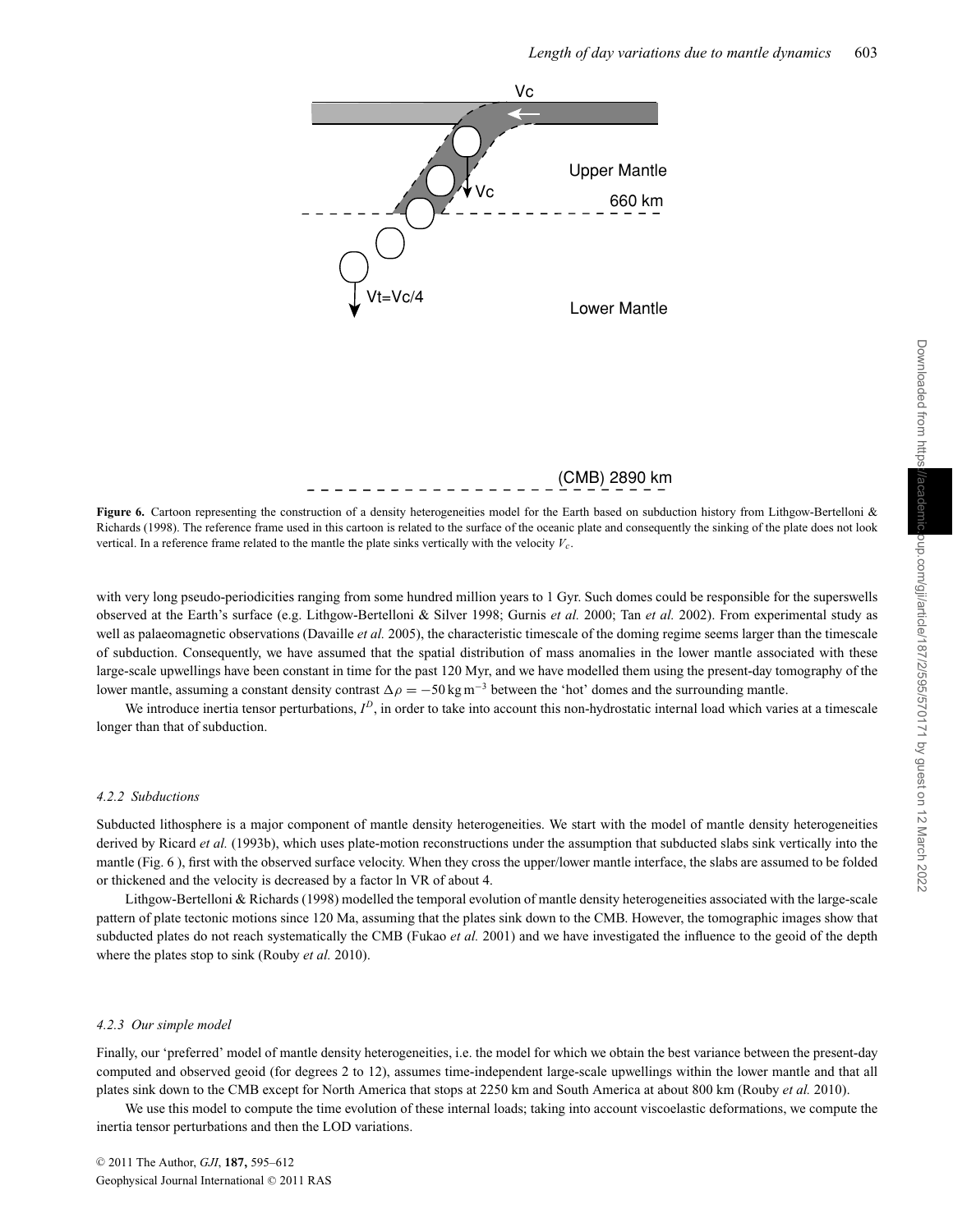Figure 6. Cartoon representing the construction of a density heterogeneities model for the Earth based on subduction history from Lithgow-Bertelloni & Richards (1998). The reference frame used in this cartoon is related to the surface of the oceanic plate and consequently the sinking of the plate does not look vertical. In a reference frame related to the mantle the plate sinks vertically with the velocity $V_c$.

with very long pseudo-periodicities ranging from some hundred million years to 1 Gyr. Such domes could be responsible for the superswells observed at the Earth's surface (e.g. Lithgow-Bertelloni & Silver 1998; Gurnis *et al.* 2000; Tan *et al.* 2002). From experimental study as well as palaeomagnetic observations (Davaille *et al.* 2005), the characteristic timescale of the doming regime seems larger than the timescale of subduction. Consequently, we have assumed that the spatial distribution of mass anomalies in the lower mantle associated with these large-scale upwellings have been constant in time for the past 120 Myr, and we have modelled them using the present-day tomography of the lower mantle, assuming a constant density contrast $\Delta\rho = -50\,\mathrm{kg\,m^{-3}}$ between the 'hot' domes and the surrounding mantle.

We introduce inertia tensor perturbations, $I^D$, in order to take into account this non-hydrostatic internal load which varies at a timescale longer than that of subduction.

#### *4.2.2 Subductions*

Subducted lithosphere is a major component of mantle density heterogeneities. We start with the model of mantle density heterogeneities derived by Ricard *et al.* (1993b), which uses plate-motion reconstructions under the assumption that subducted slabs sink vertically into the mantle (Fig. 6 ), first with the observed surface velocity. When they cross the upper/lower mantle interface, the slabs are assumed to be folded or thickened and the velocity is decreased by a factor ln VR of about 4.

Lithgow-Bertelloni & Richards (1998) modelled the temporal evolution of mantle density heterogeneities associated with the large-scale pattern of plate tectonic motions since 120 Ma, assuming that the plates sink down to the CMB. However, the tomographic images show that subducted plates do not reach systematically the CMB (Fukao *et al.* 2001) and we have investigated the influence to the geoid of the depth where the plates stop to sink (Rouby *et al.* 2010).

#### *4.2.3 Our simple model*

Finally, our 'preferred' model of mantle density heterogeneities, i.e. the model for which we obtain the best variance between the present-day computed and observed geoid (for degrees 2 to 12), assumes time-independent large-scale upwellings within the lower mantle and that all plates sink down to the CMB except for North America that stops at 2250 km and South America at about 800 km (Rouby *et al.* 2010).

We use this model to compute the time evolution of these internal loads; taking into account viscoelastic deformations, we compute the inertia tensor perturbations and then the LOD variations.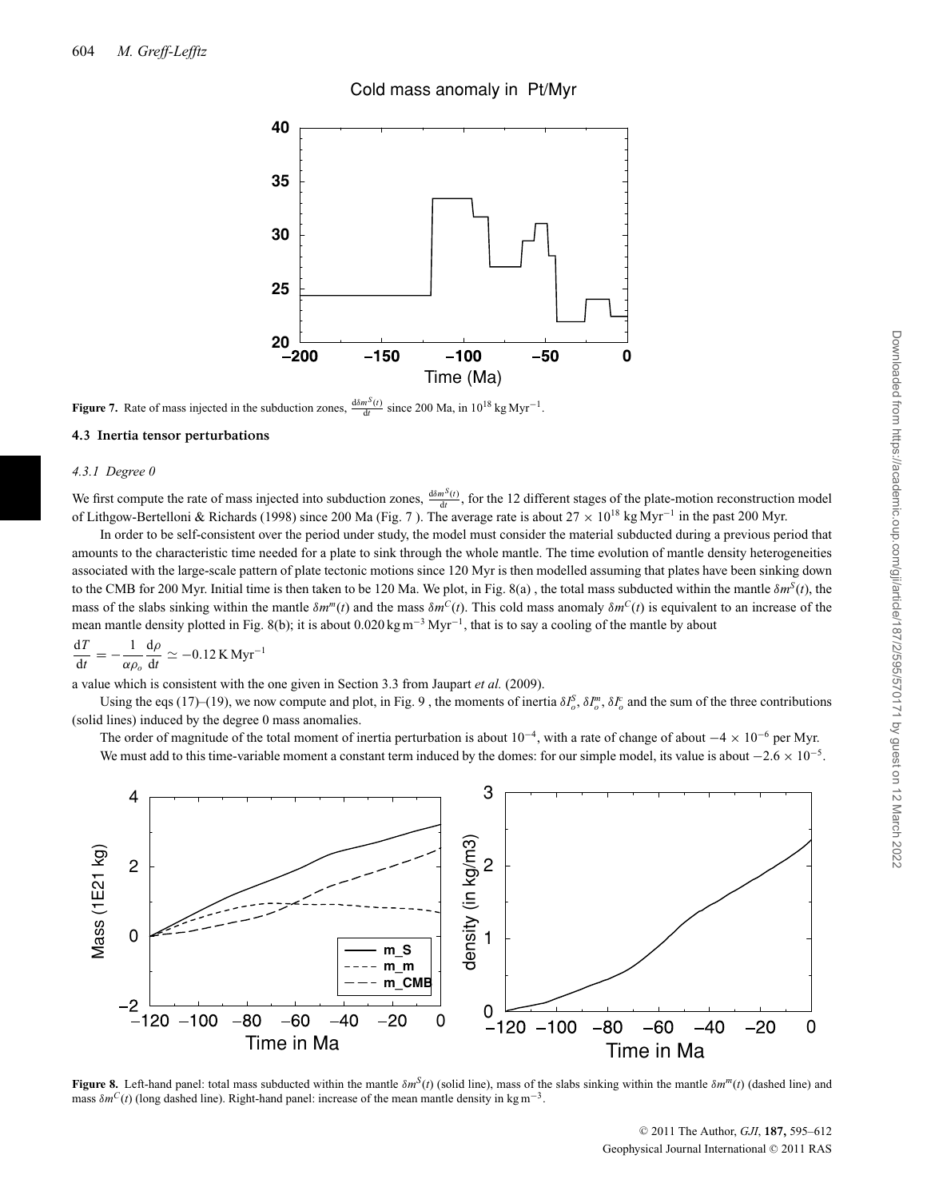**Figure 7.** Rate of mass injected in the subduction zones, $\frac{\mathrm{d}\delta m^S(t)}{\mathrm{d}t}$ since 200 Ma, in $10^{18}$ kg Myr$^{-1}$.

### 4.3 Inertia tensor perturbations

#### 4.3.1 Degree 0

We first compute the rate of mass injected into subduction zones, $\frac{\mathrm{d}\delta m^S(t)}{\mathrm{d}t}$, for the 12 different stages of the plate-motion reconstruction model of Lithgow-Bertelloni & Richards (1998) since 200 Ma (Fig. 7 ). The average rate is about $27 \times 10^{18}$ kg Myr$^{-1}$ in the past 200 Myr.

In order to be self-consistent over the period under study, the model must consider the material subducted during a previous period that amounts to the characteristic time needed for a plate to sink through the whole mantle. The time evolution of mantle density heterogeneities associated with the large-scale pattern of plate tectonic motions since 120 Myr is then modelled assuming that plates have been sinking down to the CMB for 200 Myr. Initial time is then taken to be 120 Ma. We plot, in Fig. 8(a) , the total mass subducted within the mantle $\delta m^S(t)$, the mass of the slabs sinking within the mantle $\delta m^m(t)$ and the mass $\delta m^C(t)$. This cold mass anomaly $\delta m^C(t)$ is equivalent to an increase of the mean mantle density plotted in Fig. 8(b); it is about 0.020 kg m$^{-3}$ Myr$^{-1}$, that is to say a cooling of the mantle by about

$$\frac{\mathrm{d}T}{\mathrm{d}t} = -\frac{1}{\alpha\rho_o}\frac{\mathrm{d}\rho}{\mathrm{d}t} \simeq -0.12\,\mathrm{K\,Myr}^{-1}$$

a value which is consistent with the one given in Section 3.3 from Jaupart *et al.* (2009).

Using the eqs (17)–(19), we now compute and plot, in Fig. 9 , the moments of inertia $\delta I_o^S$, $\delta I_o^m$, $\delta I_o^c$ and the sum of the three contributions (solid lines) induced by the degree 0 mass anomalies.

The order of magnitude of the total moment of inertia perturbation is about $10^{-4}$, with a rate of change of about $-4 \times 10^{-6}$ per Myr. We must add to this time-variable moment a constant term induced by the domes: for our simple model, its value is about $-2.6 \times 10^{-5}$.

**Figure 8.** Left-hand panel: total mass subducted within the mantle $\delta m^S(t)$ (solid line), mass of the slabs sinking within the mantle $\delta m^m(t)$ (dashed line) and mass $\delta m^C(t)$ (long dashed line). Right-hand panel: increase of the mean mantle density in kg m$^{-3}$.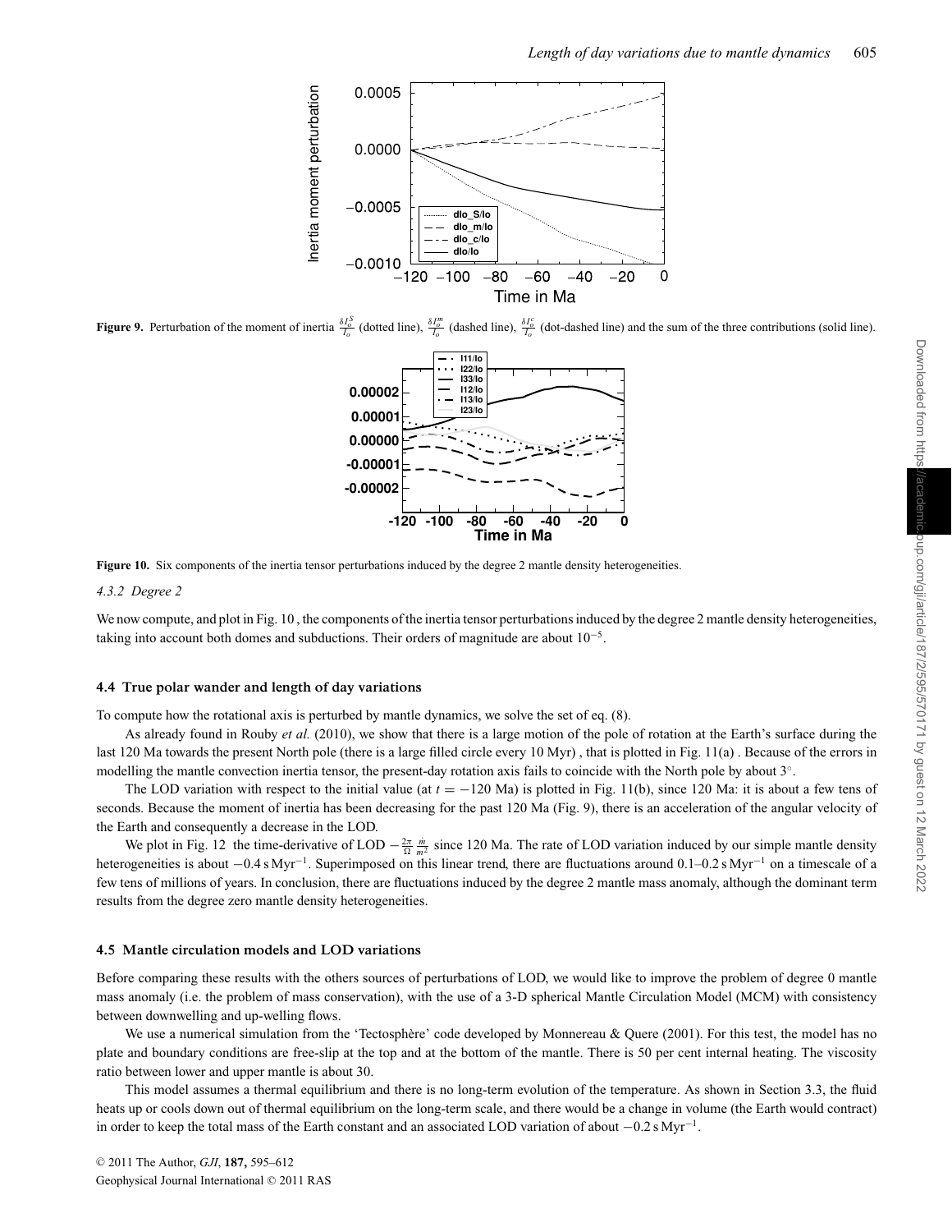Figure 9. Perturbation of the moment of inertia $\frac{\delta I_o^S}{I_o}$ (dotted line), $\frac{\delta I_o^m}{I_o}$ (dashed line), $\frac{\delta I_o^c}{I_o}$ (dot-dashed line) and the sum of the three contributions (solid line).

Figure 10. Six components of the inertia tensor perturbations induced by the degree 2 mantle density heterogeneities.

#### 4.3.2 Degree 2

We now compute, and plot in Fig. 10 , the components of the inertia tensor perturbations induced by the degree 2 mantle density heterogeneities, taking into account both domes and subductions. Their orders of magnitude are about $10^{-5}$.

### 4.4 True polar wander and length of day variations

To compute how the rotational axis is perturbed by mantle dynamics, we solve the set of eq. (8).

As already found in Rouby *et al.* (2010), we show that there is a large motion of the pole of rotation at the Earth's surface during the last 120 Ma towards the present North pole (there is a large filled circle every 10 Myr) , that is plotted in Fig. 11(a) . Because of the errors in modelling the mantle convection inertia tensor, the present-day rotation axis fails to coincide with the North pole by about $3^\circ$.

The LOD variation with respect to the initial value (at $t = -120$ Ma) is plotted in Fig. 11(b), since 120 Ma: it is about a few tens of seconds. Because the moment of inertia has been decreasing for the past 120 Ma (Fig. 9), there is an acceleration of the angular velocity of the Earth and consequently a decrease in the LOD.

We plot in Fig. 12 the time-derivative of LOD $-\frac{2\pi}{\Omega}\frac{\dot{m}}{m^2}$ since 120 Ma. The rate of LOD variation induced by our simple mantle density heterogeneities is about $-0.4\,\mathrm{s\,Myr^{-1}}$. Superimposed on this linear trend, there are fluctuations around 0.1–0.2 $\mathrm{s\,Myr^{-1}}$ on a timescale of a few tens of millions of years. In conclusion, there are fluctuations induced by the degree 2 mantle mass anomaly, although the dominant term results from the degree zero mantle density heterogeneities.

### 4.5 Mantle circulation models and LOD variations

Before comparing these results with the others sources of perturbations of LOD, we would like to improve the problem of degree 0 mantle mass anomaly (i.e. the problem of mass conservation), with the use of a 3-D spherical Mantle Circulation Model (MCM) with consistency between downwelling and up-welling flows.

We use a numerical simulation from the 'Tectosphère' code developed by Monnereau & Quere (2001). For this test, the model has no plate and boundary conditions are free-slip at the top and at the bottom of the mantle. There is 50 per cent internal heating. The viscosity ratio between lower and upper mantle is about 30.

This model assumes a thermal equilibrium and there is no long-term evolution of the temperature. As shown in Section 3.3, the fluid heats up or cools down out of thermal equilibrium on the long-term scale, and there would be a change in volume (the Earth would contract) in order to keep the total mass of the Earth constant and an associated LOD variation of about $-0.2\,\mathrm{s\,Myr^{-1}}$.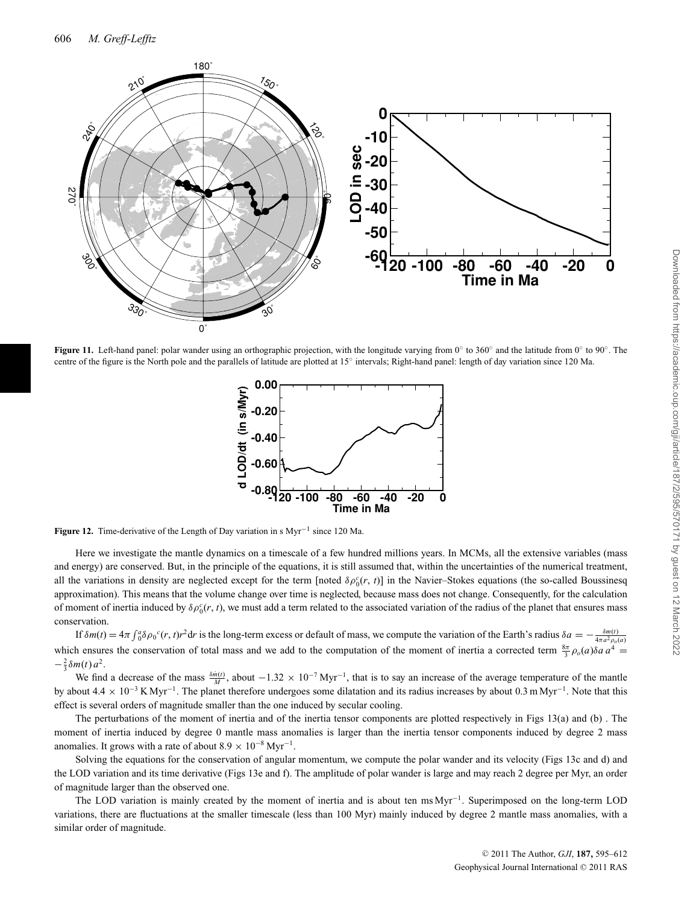**Figure 11.** Left-hand panel: polar wander using an orthographic projection, with the longitude varying from 0° to 360° and the latitude from 0° to 90°. The centre of the figure is the North pole and the parallels of latitude are plotted at 15° intervals; Right-hand panel: length of day variation since 120 Ma.

**Figure 12.** Time-derivative of the Length of Day variation in s $\mathrm{Myr}^{-1}$ since 120 Ma.

Here we investigate the mantle dynamics on a timescale of a few hundred millions years. In MCMs, all the extensive variables (mass and energy) are conserved. But, in the principle of the equations, it is still assumed that, within the uncertainties of the numerical treatment, all the variations in density are neglected except for the term [noted $\delta\rho_0^c(r, t)$] in the Navier–Stokes equations (the so-called Boussinesq approximation). This means that the volume change over time is neglected, because mass does not change. Consequently, for the calculation of moment of inertia induced by $\delta\rho_0^c(r, t)$, we must add a term related to the associated variation of the radius of the planet that ensures mass conservation.

If $\delta m(t) = 4\pi \int_0^a \delta\rho_0{}^c(r, t) r^2 \mathrm{d}r$ is the long-term excess or default of mass, we compute the variation of the Earth's radius $\delta a = -\frac{\delta m(t)}{4\pi a^2 \rho_o(a)}$ which ensures the conservation of total mass and we add to the computation of the moment of inertia a corrected term $\frac{8\pi}{3}\rho_o(a)\delta a\, a^4 = -\frac{2}{3}\delta m(t)\, a^2$.

We find a decrease of the mass $\frac{\delta \dot{m}(t)}{M}$, about $-1.32 \times 10^{-7}\,\mathrm{Myr}^{-1}$, that is to say an increase of the average temperature of the mantle by about $4.4 \times 10^{-3}\,\mathrm{K\,Myr}^{-1}$. The planet therefore undergoes some dilatation and its radius increases by about $0.3\,\mathrm{m\,Myr}^{-1}$. Note that this effect is several orders of magnitude smaller than the one induced by secular cooling.

The perturbations of the moment of inertia and of the inertia tensor components are plotted respectively in Figs 13(a) and (b) . The moment of inertia induced by degree 0 mantle mass anomalies is larger than the inertia tensor components induced by degree 2 mass anomalies. It grows with a rate of about $8.9 \times 10^{-8}\,\mathrm{Myr}^{-1}$.

Solving the equations for the conservation of angular momentum, we compute the polar wander and its velocity (Figs 13c and d) and the LOD variation and its time derivative (Figs 13e and f). The amplitude of polar wander is large and may reach 2 degree per Myr, an order of magnitude larger than the observed one.

The LOD variation is mainly created by the moment of inertia and is about ten $\mathrm{ms\,Myr}^{-1}$. Superimposed on the long-term LOD variations, there are fluctuations at the smaller timescale (less than 100 Myr) mainly induced by degree 2 mantle mass anomalies, with a similar order of magnitude.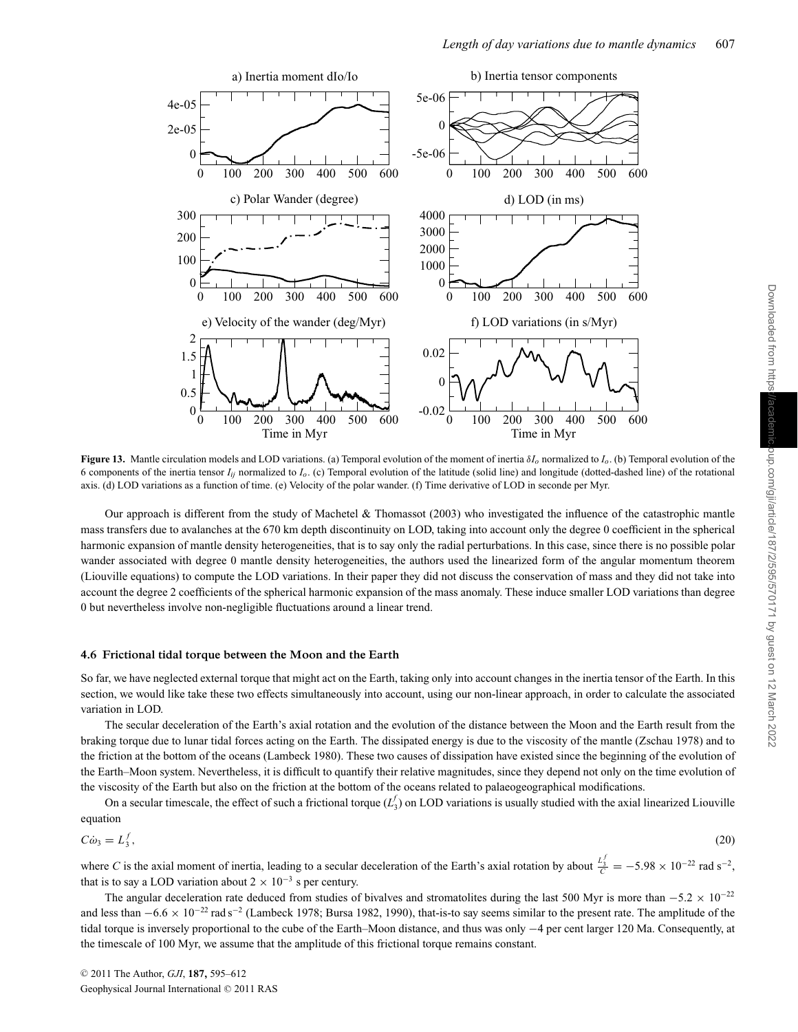**Figure 13.** Mantle circulation models and LOD variations. (a) Temporal evolution of the moment of inertia $\delta I_o$ normalized to $I_o$. (b) Temporal evolution of the 6 components of the inertia tensor $I_{ij}$ normalized to $I_o$. (c) Temporal evolution of the latitude (solid line) and longitude (dotted-dashed line) of the rotational axis. (d) LOD variations as a function of time. (e) Velocity of the polar wander. (f) Time derivative of LOD in seconde per Myr.

Our approach is different from the study of Machetel & Thomassot (2003) who investigated the influence of the catastrophic mantle mass transfers due to avalanches at the 670 km depth discontinuity on LOD, taking into account only the degree 0 coefficient in the spherical harmonic expansion of mantle density heterogeneities, that is to say only the radial perturbations. In this case, since there is no possible polar wander associated with degree 0 mantle density heterogeneities, the authors used the linearized form of the angular momentum theorem (Liouville equations) to compute the LOD variations. In their paper they did not discuss the conservation of mass and they did not take into account the degree 2 coefficients of the spherical harmonic expansion of the mass anomaly. These induce smaller LOD variations than degree 0 but nevertheless involve non-negligible fluctuations around a linear trend.

### 4.6 Frictional tidal torque between the Moon and the Earth

So far, we have neglected external torque that might act on the Earth, taking only into account changes in the inertia tensor of the Earth. In this section, we would like take these two effects simultaneously into account, using our non-linear approach, in order to calculate the associated variation in LOD.

The secular deceleration of the Earth's axial rotation and the evolution of the distance between the Moon and the Earth result from the braking torque due to lunar tidal forces acting on the Earth. The dissipated energy is due to the viscosity of the mantle (Zschau 1978) and to the friction at the bottom of the oceans (Lambeck 1980). These two causes of dissipation have existed since the beginning of the evolution of the Earth–Moon system. Nevertheless, it is difficult to quantify their relative magnitudes, since they depend not only on the time evolution of the viscosity of the Earth but also on the friction at the bottom of the oceans related to palaeogeographical modifications.

On a secular timescale, the effect of such a frictional torque ($L_3^f$) on LOD variations is usually studied with the axial linearized Liouville equation

$$C\dot{\omega}_3 = L_3^f, \tag{20}$$

where $C$ is the axial moment of inertia, leading to a secular deceleration of the Earth's axial rotation by about $\frac{L_3^f}{C} = -5.98 \times 10^{-22}$ rad s$^{-2}$, that is to say a LOD variation about $2 \times 10^{-3}$ s per century.

The angular deceleration rate deduced from studies of bivalves and stromatolites during the last 500 Myr is more than $-5.2 \times 10^{-22}$ and less than $-6.6 \times 10^{-22}$ rad s$^{-2}$ (Lambeck 1978; Bursa 1982, 1990), that-is-to say seems similar to the present rate. The amplitude of the tidal torque is inversely proportional to the cube of the Earth–Moon distance, and thus was only −4 per cent larger 120 Ma. Consequently, at the timescale of 100 Myr, we assume that the amplitude of this frictional torque remains constant.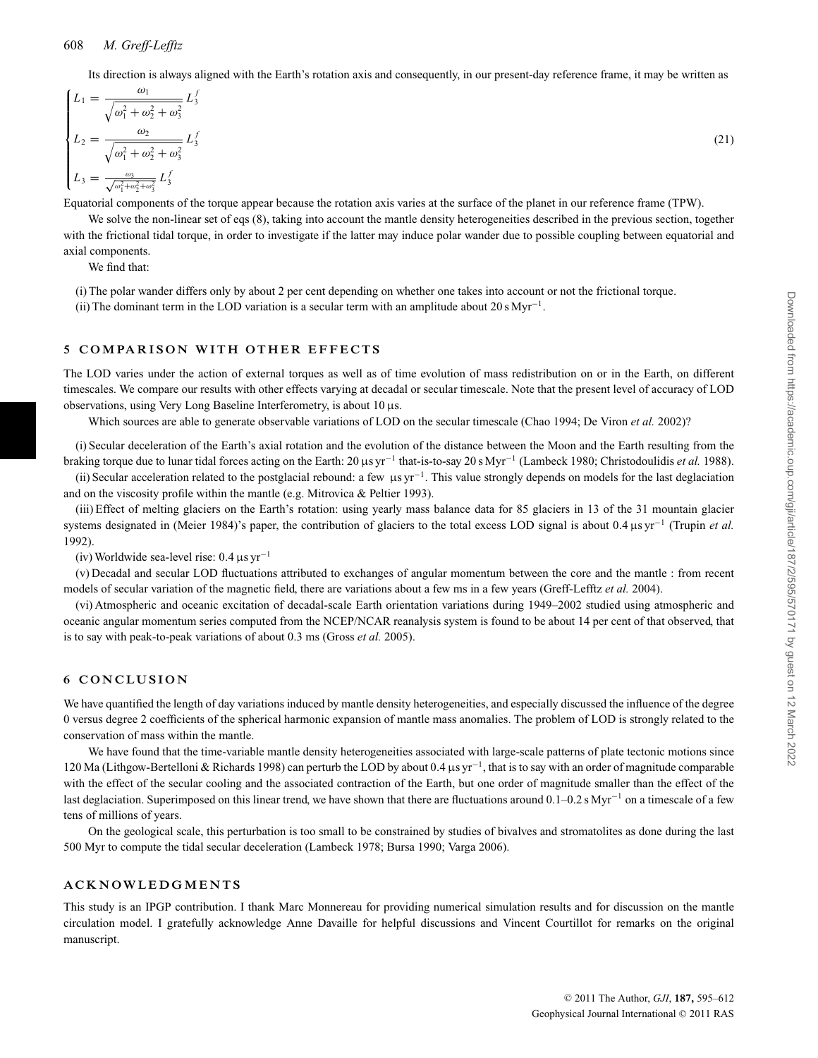Its direction is always aligned with the Earth's rotation axis and consequently, in our present-day reference frame, it may be written as

$$
\begin{cases}
L_1 = \dfrac{\omega_1}{\sqrt{\omega_1^2+\omega_2^2+\omega_3^2}}\, L_3^f \\
L_2 = \dfrac{\omega_2}{\sqrt{\omega_1^2+\omega_2^2+\omega_3^2}}\, L_3^f \\
L_3 = \frac{\omega_3}{\sqrt{\omega_1^2+\omega_2^2+\omega_3^2}}\, L_3^f
\end{cases}
\tag{21}
$$

Equatorial components of the torque appear because the rotation axis varies at the surface of the planet in our reference frame (TPW).

We solve the non-linear set of eqs (8), taking into account the mantle density heterogeneities described in the previous section, together with the frictional tidal torque, in order to investigate if the latter may induce polar wander due to possible coupling between equatorial and axial components.

We find that:

(i) The polar wander differs only by about 2 per cent depending on whether one takes into account or not the frictional torque.

(ii) The dominant term in the LOD variation is a secular term with an amplitude about 20 s $\mathrm{Myr}^{-1}$.

## 5 COMPARISON WITH OTHER EFFECTS

The LOD varies under the action of external torques as well as of time evolution of mass redistribution on or in the Earth, on different timescales. We compare our results with other effects varying at decadal or secular timescale. Note that the present level of accuracy of LOD observations, using Very Long Baseline Interferometry, is about 10 μs.

Which sources are able to generate observable variations of LOD on the secular timescale (Chao 1994; De Viron *et al.* 2002)?

(i) Secular deceleration of the Earth's axial rotation and the evolution of the distance between the Moon and the Earth resulting from the braking torque due to lunar tidal forces acting on the Earth: 20 μs $\mathrm{yr}^{-1}$ that-is-to-say 20 s $\mathrm{Myr}^{-1}$ (Lambeck 1980; Christodoulidis *et al.* 1988).

(ii) Secular acceleration related to the postglacial rebound: a few μs $\mathrm{yr}^{-1}$. This value strongly depends on models for the last deglaciation and on the viscosity profile within the mantle (e.g. Mitrovica & Peltier 1993).

(iii) Effect of melting glaciers on the Earth's rotation: using yearly mass balance data for 85 glaciers in 13 of the 31 mountain glacier systems designated in (Meier 1984)'s paper, the contribution of glaciers to the total excess LOD signal is about 0.4 μs $\mathrm{yr}^{-1}$ (Trupin *et al.* 1992).

(iv) Worldwide sea-level rise: 0.4 μs $\mathrm{yr}^{-1}$

(v) Decadal and secular LOD fluctuations attributed to exchanges of angular momentum between the core and the mantle : from recent models of secular variation of the magnetic field, there are variations about a few ms in a few years (Greff-Lefftz *et al.* 2004).

(vi) Atmospheric and oceanic excitation of decadal-scale Earth orientation variations during 1949–2002 studied using atmospheric and oceanic angular momentum series computed from the NCEP/NCAR reanalysis system is found to be about 14 per cent of that observed, that is to say with peak-to-peak variations of about 0.3 ms (Gross *et al.* 2005).

## 6 CONCLUSION

We have quantified the length of day variations induced by mantle density heterogeneities, and especially discussed the influence of the degree 0 versus degree 2 coefficients of the spherical harmonic expansion of mantle mass anomalies. The problem of LOD is strongly related to the conservation of mass within the mantle.

We have found that the time-variable mantle density heterogeneities associated with large-scale patterns of plate tectonic motions since 120 Ma (Lithgow-Bertelloni & Richards 1998) can perturb the LOD by about 0.4 μs $\mathrm{yr}^{-1}$, that is to say with an order of magnitude comparable with the effect of the secular cooling and the associated contraction of the Earth, but one order of magnitude smaller than the effect of the last deglaciation. Superimposed on this linear trend, we have shown that there are fluctuations around 0.1–0.2 s $\mathrm{Myr}^{-1}$ on a timescale of a few tens of millions of years.

On the geological scale, this perturbation is too small to be constrained by studies of bivalves and stromatolites as done during the last 500 Myr to compute the tidal secular deceleration (Lambeck 1978; Bursa 1990; Varga 2006).

## ACKNOWLEDGMENTS

This study is an IPGP contribution. I thank Marc Monnereau for providing numerical simulation results and for discussion on the mantle circulation model. I gratefully acknowledge Anne Davaille for helpful discussions and Vincent Courtillot for remarks on the original manuscript.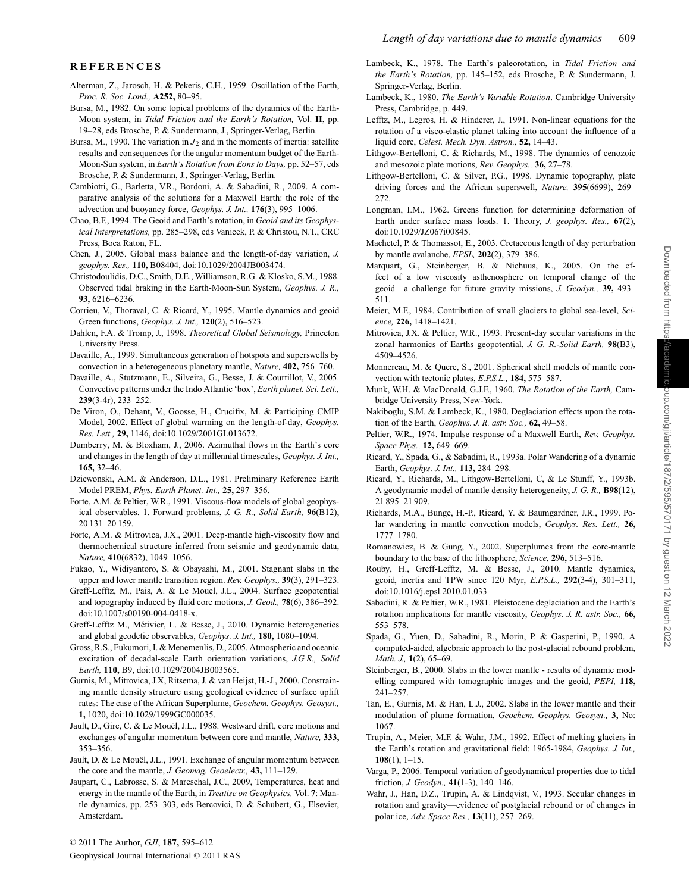## REFERENCES

Alterman, Z., Jarosch, H. & Pekeris, C.H., 1959. Oscillation of the Earth, *Proc. R. Soc. Lond.,* **A252,** 80–95.

Bursa, M., 1982. On some topical problems of the dynamics of the Earth-Moon system, in *Tidal Friction and the Earth's Rotation,* Vol. **II**, pp. 19–28, eds Brosche, P. & Sundermann, J., Springer-Verlag, Berlin.

Bursa, M., 1990. The variation in $J_2$ and in the moments of inertia: satellite results and consequences for the angular momentum budget of the Earth-Moon-Sun system, in *Earth's Rotation from Eons to Days,* pp. 52–57, eds Brosche, P. & Sundermann, J., Springer-Verlag, Berlin.

Cambiotti, G., Barletta, V.R., Bordoni, A. & Sabadini, R., 2009. A comparative analysis of the solutions for a Maxwell Earth: the role of the advection and buoyancy force, *Geophys. J. Int.,* **176**(3), 995–1006.

Chao, B.F., 1994. The Geoid and Earth's rotation, in *Geoid and its Geophysical Interpretations,* pp. 285–298, eds Vanicek, P. & Christou, N.T., CRC Press, Boca Raton, FL.

Chen, J., 2005. Global mass balance and the length-of-day variation, *J. geophys. Res.,* **110,** B08404, doi:10.1029/2004JB003474.

Christodoulidis, D.C., Smith, D.E., Williamson, R.G. & Klosko, S.M., 1988. Observed tidal braking in the Earth-Moon-Sun System, *Geophys. J. R.,* **93,** 6216–6236.

Corrieu, V., Thoraval, C. & Ricard, Y., 1995. Mantle dynamics and geoid Green functions, *Geophys. J. Int.,* **120**(2), 516–523.

Dahlen, F.A. & Tromp, J., 1998. *Theoretical Global Seismology,* Princeton University Press.

Davaille, A., 1999. Simultaneous generation of hotspots and superswells by convection in a heterogeneous planetary mantle, *Nature,* **402,** 756–760.

Davaille, A., Stutzmann, E., Silveira, G., Besse, J. & Courtillot, V., 2005. Convective patterns under the Indo Atlantic 'box', *Earth planet. Sci. Lett.,* **239**(3-4r), 233–252.

De Viron, O., Dehant, V., Goosse, H., Crucifix, M. & Participing CMIP Model, 2002. Effect of global warming on the length-of-day, *Geophys. Res. Lett.,* **29,** 1146, doi:10.1029/2001GL013672.

Dumberry, M. & Bloxham, J., 2006. Azimuthal flows in the Earth's core and changes in the length of day at millennial timescales, *Geophys. J. Int.,* **165,** 32–46.

Dziewonski, A.M. & Anderson, D.L., 1981. Preliminary Reference Earth Model PREM, *Phys. Earth Planet. Int.,* **25,** 297–356.

Forte, A.M. & Peltier, W.R., 1991. Viscous-flow models of global geophysical observables. 1. Forward problems, *J. G. R., Solid Earth,* **96**(B12), 20 131–20 159.

Forte, A.M. & Mitrovica, J.X., 2001. Deep-mantle high-viscosity flow and thermochemical structure inferred from seismic and geodynamic data, *Nature,* **410**(6832), 1049–1056.

Fukao, Y., Widiyantoro, S. & Obayashi, M., 2001. Stagnant slabs in the upper and lower mantle transition region. *Rev. Geophys.,* **39**(3), 291–323.

Greff-Lefftz, M., Pais, A. & Le Mouel, J.L., 2004. Surface geopotential and topography induced by fluid core motions, *J. Geod.,* **78**(6), 386–392. doi:10.1007/s00190-004-0418-x.

Greff-Lefftz M., Métivier, L. & Besse, J., 2010. Dynamic heterogeneties and global geodetic observables, *Geophys. J. Int.,* **180,** 1080–1094.

Gross, R.S., Fukumori, I. & Menemenlis, D., 2005. Atmospheric and oceanic excitation of decadal-scale Earth orientation variations, *J.G.R., Solid Earth,* **110,** B9, doi:10.1029/2004JB003565.

Gurnis, M., Mitrovica, J.X, Ritsema, J. & van Heijst, H.-J., 2000. Constraining mantle density structure using geological evidence of surface uplift rates: The case of the African Superplume, *Geochem. Geophys. Geosyst.,* **1,** 1020, doi:10.1029/1999GC000035.

Jault, D., Gire, C. & Le Mouël, J.L., 1988. Westward drift, core motions and exchanges of angular momentum between core and mantle, *Nature,* **333,** 353–356.

Jault, D. & Le Mouël, J.L., 1991. Exchange of angular momentum between the core and the mantle, *J. Geomag. Geoelectr.,* **43,** 111–129.

Jaupart, C., Labrosse, S. & Mareschal, J.C., 2009, Temperatures, heat and energy in the mantle of the Earth, in *Treatise on Geophysics,* Vol. **7**: Mantle dynamics, pp. 253–303, eds Bercovici, D. & Schubert, G., Elsevier, Amsterdam.

Lambeck, K., 1978. The Earth's paleorotation, in *Tidal Friction and the Earth's Rotation,* pp. 145–152, eds Brosche, P. & Sundermann, J. Springer-Verlag, Berlin.

Lambeck, K., 1980. *The Earth's Variable Rotation*. Cambridge University Press, Cambridge, p. 449.

Lefftz, M., Legros, H. & Hinderer, J., 1991. Non-linear equations for the rotation of a visco-elastic planet taking into account the influence of a liquid core, *Celest. Mech. Dyn. Astron.,* **52,** 14–43.

Lithgow-Bertelloni, C. & Richards, M., 1998. The dynamics of cenozoic and mesozoic plate motions, *Rev. Geophys.,* **36,** 27–78.

Lithgow-Bertelloni, C. & Silver, P.G., 1998. Dynamic topography, plate driving forces and the African superswell, *Nature,* **395**(6699), 269–272.

Longman, I.M., 1962. Greens function for determining deformation of Earth under surface mass loads. 1. Theory, *J. geophys. Res.,* **67**(2), doi:10.1029/JZ067i00845.

Machetel, P. & Thomassot, E., 2003. Cretaceous length of day perturbation by mantle avalanche, *EPSL,* **202**(2), 379–386.

Marquart, G., Steinberger, B. & Niehuus, K., 2005. On the effect of a low viscosity asthenosphere on temporal change of the geoid—a challenge for future gravity missions, *J. Geodyn.,* **39,** 493–511.

Meier, M.F., 1984. Contribution of small glaciers to global sea-level, *Science,* **226,** 1418–1421.

Mitrovica, J.X. & Peltier, W.R., 1993. Present-day secular variations in the zonal harmonics of Earths geopotential, *J. G. R.-Solid Earth,* **98**(B3), 4509–4526.

Monnereau, M. & Quere, S., 2001. Spherical shell models of mantle convection with tectonic plates, *E.P.S.L.,* **184,** 575–587.

Munk, W.H. & MacDonald, G.J.F., 1960. *The Rotation of the Earth,* Cambridge University Press, New-York.

Nakiboglu, S.M. & Lambeck, K., 1980. Deglaciation effects upon the rotation of the Earth, *Geophys. J. R. astr. Soc.,* **62,** 49–58.

Peltier, W.R., 1974. Impulse response of a Maxwell Earth, *Rev. Geophys. Space Phys.,* **12,** 649–669.

Ricard, Y., Spada, G., & Sabadini, R., 1993a. Polar Wandering of a dynamic Earth, *Geophys. J. Int.,* **113,** 284–298.

Ricard, Y., Richards, M., Lithgow-Bertelloni, C & Le Stunff, Y., 1993b. A geodynamic model of mantle density heterogeneity, *J. G. R.,* **B98**(12), 21 895–21 909.

Richards, M.A., Bunge, H.-P., Ricard, Y. & Baumgardner, J.R., 1999. Polar wandering in mantle convection models, *Geophys. Res. Lett.,* **26,** 1777–1780.

Romanowicz, B. & Gung, Y., 2002. Superplumes from the core-mantle boundary to the base of the lithosphere, *Science,* **296,** 513–516.

Rouby, H., Greff-Lefftz, M. & Besse, J., 2010. Mantle dynamics, geoid, inertia and TPW since 120 Myr, *E.P.S.L.,* **292**(3-4), 301–311, doi:10.1016/j.epsl.2010.01.033

Sabadini, R. & Peltier, W.R., 1981. Pleistocene deglaciation and the Earth's rotation implications for mantle viscosity, *Geophys. J. R. astr. Soc.,* **66,** 553–578.

Spada, G., Yuen, D., Sabadini, R., Morin, P. & Gasperini, P., 1990. A computed-aided, algebraic approach to the post-glacial rebound problem, *Math. J.,* **1**(2), 65–69.

Steinberger, B., 2000. Slabs in the lower mantle - results of dynamic modelling compared with tomographic images and the geoid, *PEPI,* **118,** 241–257.

Tan, E., Gurnis, M. & Han, L.J., 2002. Slabs in the lower mantle and their modulation of plume formation, *Geochem. Geophys. Geosyst.,* **3,** No: 1067.

Trupin, A., Meier, M.F. & Wahr, J.M., 1992. Effect of melting glaciers in the Earth's rotation and gravitational field: 1965-1984, *Geophys. J. Int.,* **108**(1), 1–15.

Varga, P., 2006. Temporal variation of geodynamical properties due to tidal friction, *J. Geodyn.,* **41**(1-3), 140–146.

Wahr, J., Han, D.Z., Trupin, A. & Lindqvist, V., 1993. Secular changes in rotation and gravity—evidence of postglacial rebound or of changes in polar ice, *Adv. Space Res.,* **13**(11), 257–269.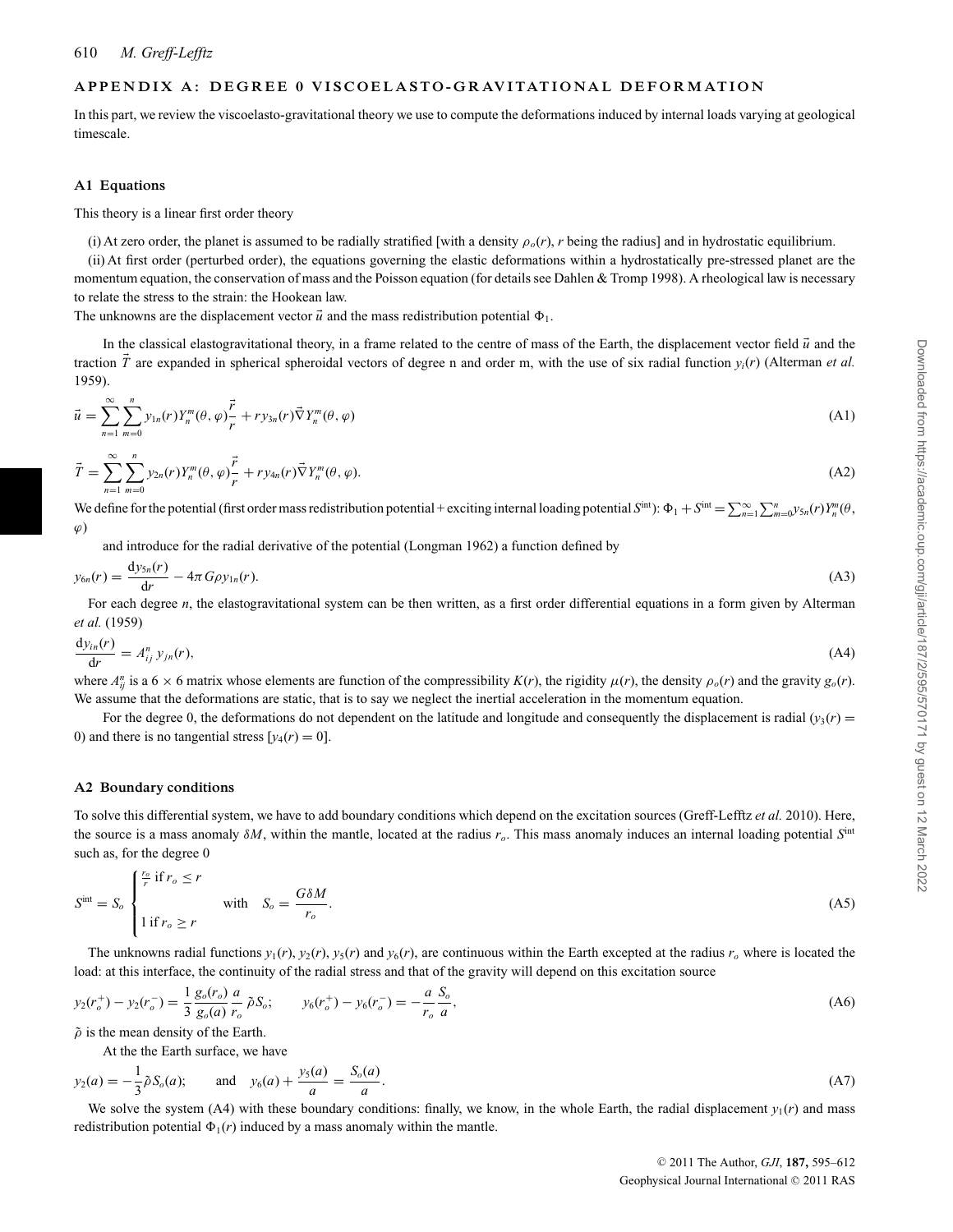## APPENDIX A: DEGREE 0 VISCOELASTO-GRAVITATIONAL DEFORMATION

In this part, we review the viscoelasto-gravitational theory we use to compute the deformations induced by internal loads varying at geological timescale.

### A1 Equations

This theory is a linear first order theory

(i) At zero order, the planet is assumed to be radially stratified [with a density $\rho_o(r)$, $r$ being the radius] and in hydrostatic equilibrium.

(ii) At first order (perturbed order), the equations governing the elastic deformations within a hydrostatically pre-stressed planet are the momentum equation, the conservation of mass and the Poisson equation (for details see Dahlen & Tromp 1998). A rheological law is necessary to relate the stress to the strain: the Hookean law.

The unknowns are the displacement vector $\vec{u}$ and the mass redistribution potential $\Phi_1$.

In the classical elastogravitational theory, in a frame related to the centre of mass of the Earth, the displacement vector field $\vec{u}$ and the traction $\vec{T}$ are expanded in spherical spheroidal vectors of degree n and order m, with the use of six radial function $y_i(r)$ (Alterman *et al.* 1959).

$$\vec{u} = \sum_{n=1}^{\infty}\sum_{m=0}^{n} y_{1n}(r) Y_n^m(\theta,\varphi)\frac{\vec{r}}{r} + r y_{3n}(r)\vec{\nabla} Y_n^m(\theta,\varphi) \tag{A1}$$

$$\vec{T} = \sum_{n=1}^{\infty}\sum_{m=0}^{n} y_{2n}(r) Y_n^m(\theta,\varphi)\frac{\vec{r}}{r} + r y_{4n}(r)\vec{\nabla} Y_n^m(\theta,\varphi). \tag{A2}$$

We define for the potential (first order mass redistribution potential + exciting internal loading potential $S^{\text{int}}$): $\Phi_1 + S^{\text{int}} = \sum_{n=1}^{\infty}\sum_{m=0}^{n} y_{5n}(r) Y_n^m(\theta, \varphi)$

and introduce for the radial derivative of the potential (Longman 1962) a function defined by

$$y_{6n}(r) = \frac{\mathrm{d}y_{5n}(r)}{\mathrm{d}r} - 4\pi G\rho y_{1n}(r). \tag{A3}$$

For each degree $n$, the elastogravitational system can be then written, as a first order differential equations in a form given by Alterman *et al.* (1959)

$$\frac{\mathrm{d}y_{in}(r)}{\mathrm{d}r} = A_{ij}^n\, y_{jn}(r), \tag{A4}$$

where $A_{ij}^n$ is a $6 \times 6$ matrix whose elements are function of the compressibility $K(r)$, the rigidity $\mu(r)$, the density $\rho_o(r)$ and the gravity $g_o(r)$. We assume that the deformations are static, that is to say we neglect the inertial acceleration in the momentum equation.

For the degree 0, the deformations do not dependent on the latitude and longitude and consequently the displacement is radial ($y_3(r) = 0$) and there is no tangential stress [$y_4(r) = 0$].

### A2 Boundary conditions

To solve this differential system, we have to add boundary conditions which depend on the excitation sources (Greff-Lefftz *et al.* 2010). Here, the source is a mass anomaly $\delta M$, within the mantle, located at the radius $r_o$. This mass anomaly induces an internal loading potential $S^{\text{int}}$ such as, for the degree 0

$$S^{\text{int}} = S_o \begin{cases} \frac{r_o}{r} \text{ if } r_o \le r \\ \\ 1 \text{ if } r_o \ge r \end{cases} \quad \text{with} \quad S_o = \frac{G\delta M}{r_o}. \tag{A5}$$

The unknowns radial functions $y_1(r)$, $y_2(r)$, $y_5(r)$ and $y_6(r)$, are continuous within the Earth excepted at the radius $r_o$ where is located the load: at this interface, the continuity of the radial stress and that of the gravity will depend on this excitation source

$$y_2(r_o^+) - y_2(r_o^-) = \frac{1}{3}\frac{g_o(r_o)}{g_o(a)}\frac{a}{r_o}\tilde{\rho} S_o; \qquad y_6(r_o^+) - y_6(r_o^-) = -\frac{a}{r_o}\frac{S_o}{a}, \tag{A6}$$

$\tilde{\rho}$ is the mean density of the Earth.

At the the Earth surface, we have

$$y_2(a) = -\frac{1}{3}\tilde{\rho} S_o(a); \qquad \text{and} \quad y_6(a) + \frac{y_5(a)}{a} = \frac{S_o(a)}{a}. \tag{A7}$$

We solve the system (A4) with these boundary conditions: finally, we know, in the whole Earth, the radial displacement $y_1(r)$ and mass redistribution potential $\Phi_1(r)$ induced by a mass anomaly within the mantle.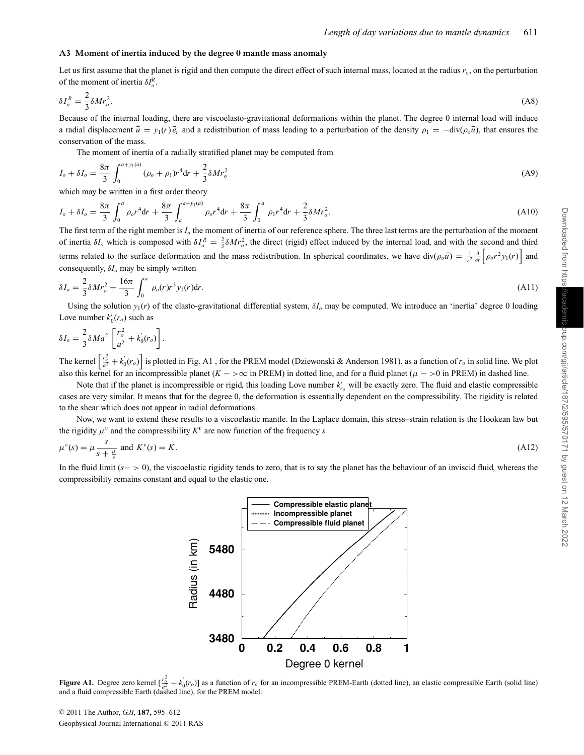### A3 Moment of inertia induced by the degree 0 mantle mass anomaly

Let us first assume that the planet is rigid and then compute the direct effect of such internal mass, located at the radius $r_o$, on the perturbation of the moment of inertia $\delta I_o^R$.

$$\delta I_o^R = \frac{2}{3}\delta M r_o^2. \tag{A8}$$

Because of the internal loading, there are viscoelasto-gravitational deformations within the planet. The degree 0 internal load will induce a radial displacement $\vec{u} = y_1(r)\vec{e}_r$ and a redistribution of mass leading to a perturbation of the density $\rho_1 = -\mathrm{div}(\rho_o \vec{u})$, that ensures the conservation of the mass.

The moment of inertia of a radially stratified planet may be computed from

$$I_o + \delta I_o = \frac{8\pi}{3}\int_0^{a+y_1(a)} (\rho_o + \rho_1) r^4 \mathrm{d}r + \frac{2}{3}\delta M r_o^2 \tag{A9}$$

which may be written in a first order theory

$$I_o + \delta I_o = \frac{8\pi}{3}\int_0^{a} \rho_o r^4 \mathrm{d}r + \frac{8\pi}{3}\int_a^{a+y_1(a)} \rho_o r^4 \mathrm{d}r + \frac{8\pi}{3}\int_0^{a} \rho_1 r^4 \mathrm{d}r + \frac{2}{3}\delta M r_o^2. \tag{A10}$$

The first term of the right member is $I_o$ the moment of inertia of our reference sphere. The three last terms are the perturbation of the moment of inertia $\delta I_o$ which is composed with $\delta I_o^R = \frac{2}{3}\delta M r_o^2$, the direct (rigid) effect induced by the internal load, and with the second and third terms related to the surface deformation and the mass redistribution. In spherical coordinates, we have $\mathrm{div}(\rho_o \vec{u}) = \frac{1}{r^2}\frac{\partial}{\partial r}\left[\rho_o r^2 y_1(r)\right]$ and consequently, $\delta I_o$ may be simply written

$$\delta I_o = \frac{2}{3}\delta M r_o^2 + \frac{16\pi}{3}\int_0^a \rho_o(r) r^3 y_1(r) \mathrm{d}r. \tag{A11}$$

Using the solution $y_1(r)$ of the elasto-gravitational differential system, $\delta I_o$ may be computed. We introduce an 'inertia' degree 0 loading Love number $k_0'(r_o)$ such as

$$\delta I_o = \frac{2}{3}\delta M a^2 \left[\frac{r_o^2}{a^2} + k_0'(r_o)\right].$$

The kernel $\left[\frac{r_o^2}{a^2} + k_0'(r_o)\right]$ is plotted in Fig. A1 , for the PREM model (Dziewonski & Anderson 1981), as a function of $r_o$ in solid line. We plot also this kernel for an incompressible planet ($K -> \infty$ in PREM) in dotted line, and for a fluid planet ($\mu -> 0$ in PREM) in dashed line.

Note that if the planet is incompressible or rigid, this loading Love number $k_{r_o}'$ will be exactly zero. The fluid and elastic compressible cases are very similar. It means that for the degree 0, the deformation is essentially dependent on the compressibility. The rigidity is related to the shear which does not appear in radial deformations.

Now, we want to extend these results to a viscoelastic mantle. In the Laplace domain, this stress–strain relation is the Hookean law but the rigidity $\mu^v$ and the compressibility $K^v$ are now function of the frequency $s$

$$\mu^v(s) = \mu \frac{s}{s + \frac{\mu}{\nu}} \text{ and } K^v(s) = K. \tag{A12}$$

In the fluid limit ($s -> 0$), the viscoelastic rigidity tends to zero, that is to say the planet has the behaviour of an inviscid fluid, whereas the compressibility remains constant and equal to the elastic one.

**Figure A1.** Degree zero kernel $[\frac{r_o^2}{a^2} + k_0'(r_o)]$ as a function of $r_o$ for an incompressible PREM-Earth (dotted line), an elastic compressible Earth (solid line) and a fluid compressible Earth (dashed line), for the PREM model.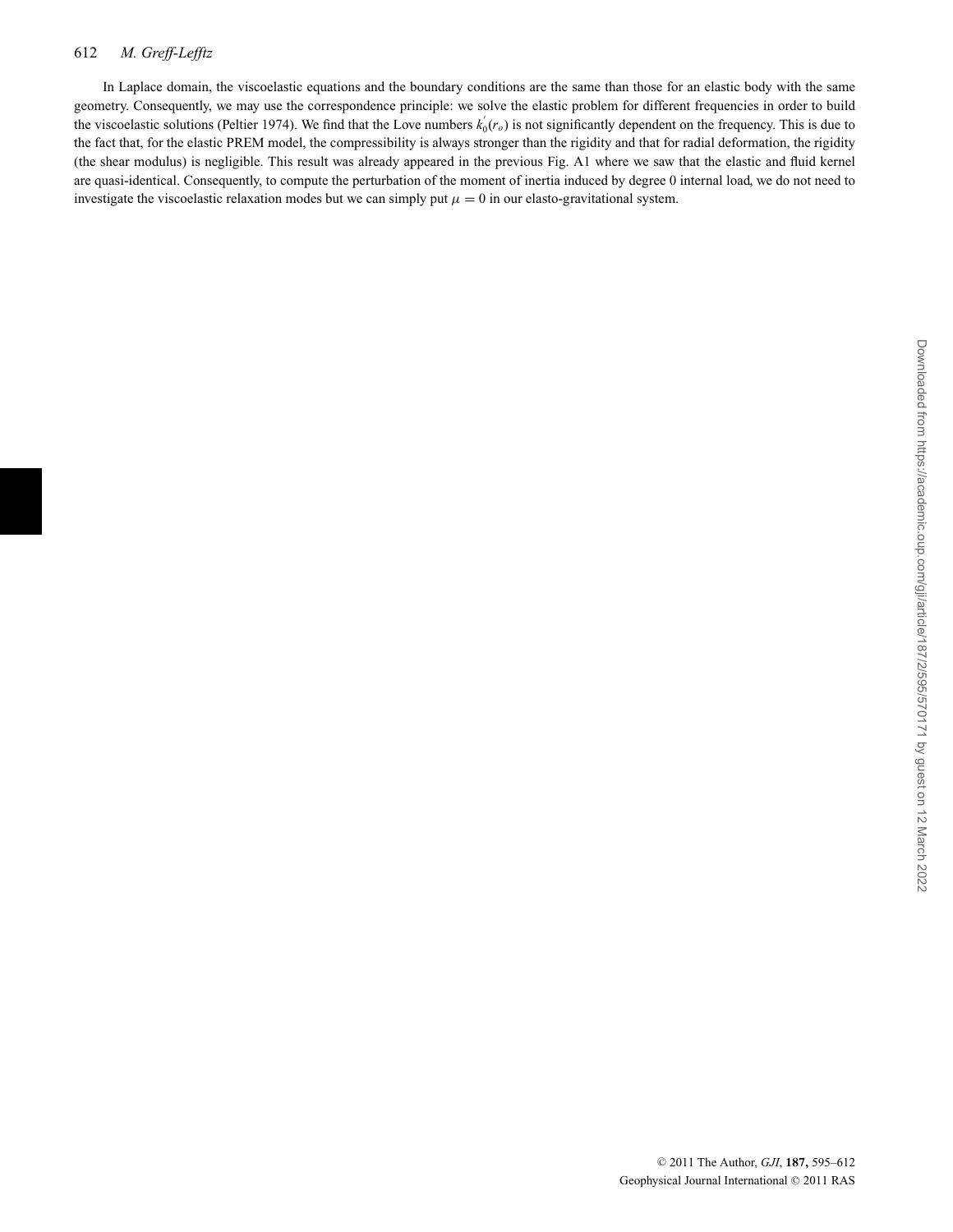In Laplace domain, the viscoelastic equations and the boundary conditions are the same than those for an elastic body with the same geometry. Consequently, we may use the correspondence principle: we solve the elastic problem for different frequencies in order to build the viscoelastic solutions (Peltier 1974). We find that the Love numbers $k_0^{'}(r_o)$ is not significantly dependent on the frequency. This is due to the fact that, for the elastic PREM model, the compressibility is always stronger than the rigidity and that for radial deformation, the rigidity (the shear modulus) is negligible. This result was already appeared in the previous Fig. A1 where we saw that the elastic and fluid kernel are quasi-identical. Consequently, to compute the perturbation of the moment of inertia induced by degree 0 internal load, we do not need to investigate the viscoelastic relaxation modes but we can simply put $\mu = 0$ in our elasto-gravitational system.